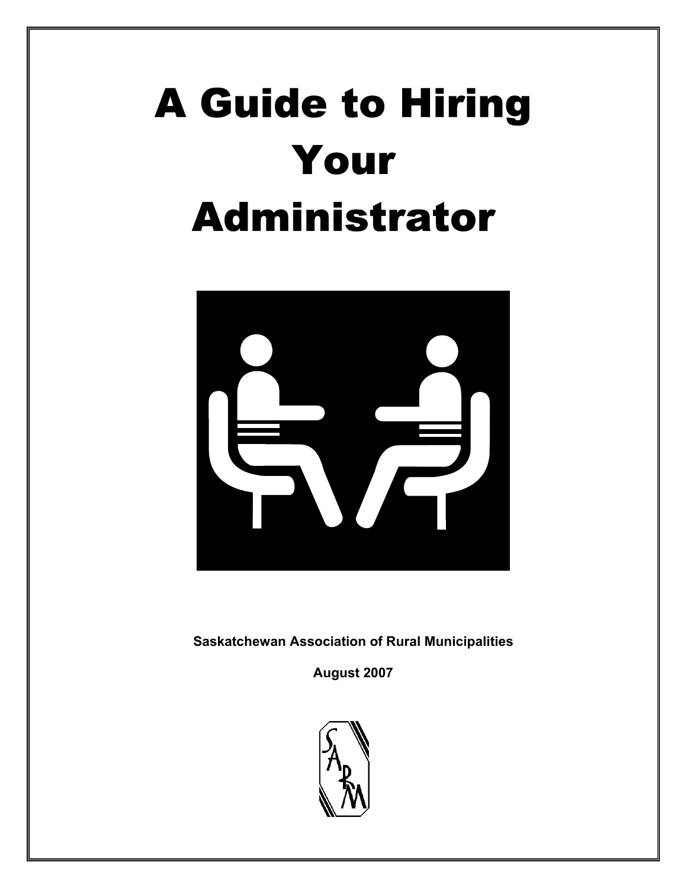# A Guide to Hiring Your Administrator

**Saskatchewan Association of Rural Municipalities**

**August 2007**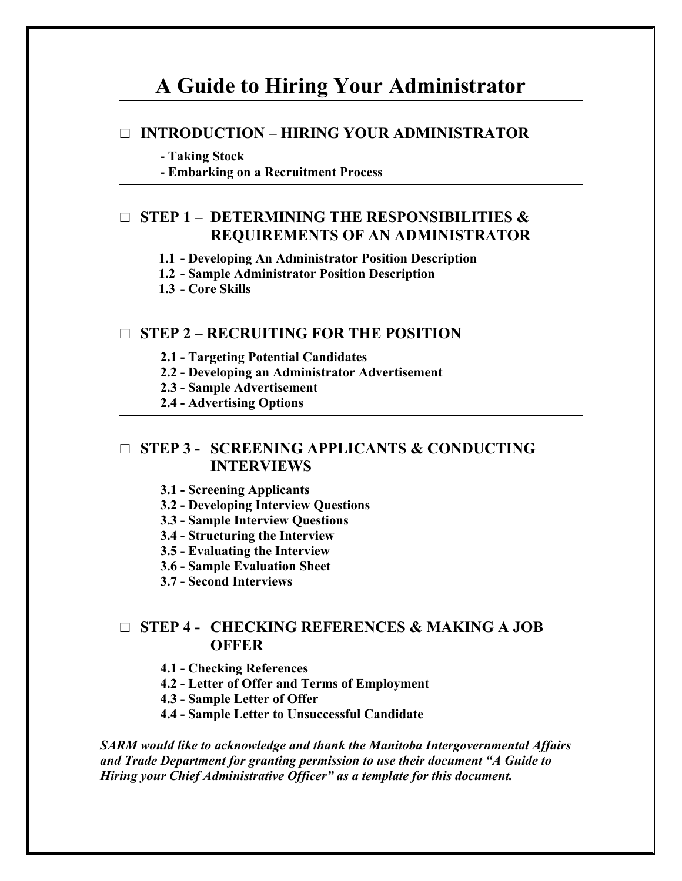# A Guide to Hiring Your Administrator

## □ INTRODUCTION – HIRING YOUR ADMINISTRATOR

- **Taking Stock**
- **Embarking on a Recruitment Process**

## □ STEP 1 – DETERMINING THE RESPONSIBILITIES & REQUIREMENTS OF AN ADMINISTRATOR

**1.1 - Developing An Administrator Position Description**
**1.2 - Sample Administrator Position Description**
**1.3 - Core Skills**

## □ STEP 2 – RECRUITING FOR THE POSITION

**2.1 - Targeting Potential Candidates**
**2.2 - Developing an Administrator Advertisement**
**2.3 - Sample Advertisement**
**2.4 - Advertising Options**

## □ STEP 3 - SCREENING APPLICANTS & CONDUCTING INTERVIEWS

**3.1 - Screening Applicants**
**3.2 - Developing Interview Questions**
**3.3 - Sample Interview Questions**
**3.4 - Structuring the Interview**
**3.5 - Evaluating the Interview**
**3.6 - Sample Evaluation Sheet**
**3.7 - Second Interviews**

## □ STEP 4 - CHECKING REFERENCES & MAKING A JOB OFFER

**4.1 - Checking References**
**4.2 - Letter of Offer and Terms of Employment**
**4.3 - Sample Letter of Offer**
**4.4 - Sample Letter to Unsuccessful Candidate**

***SARM would like to acknowledge and thank the Manitoba Intergovernmental Affairs and Trade Department for granting permission to use their document "A Guide to Hiring your Chief Administrative Officer" as a template for this document.***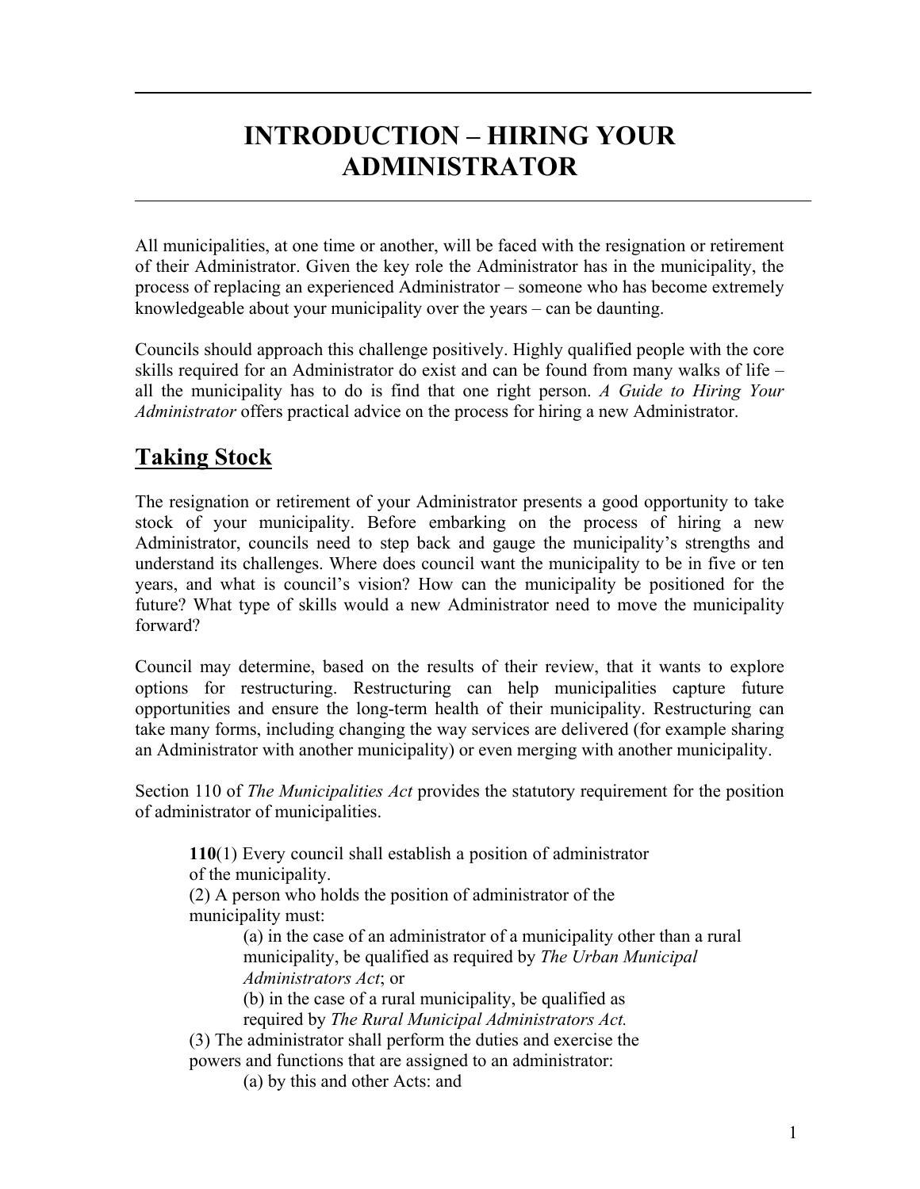# INTRODUCTION – HIRING YOUR ADMINISTRATOR

All municipalities, at one time or another, will be faced with the resignation or retirement of their Administrator. Given the key role the Administrator has in the municipality, the process of replacing an experienced Administrator – someone who has become extremely knowledgeable about your municipality over the years – can be daunting.

Councils should approach this challenge positively. Highly qualified people with the core skills required for an Administrator do exist and can be found from many walks of life – all the municipality has to do is find that one right person. *A Guide to Hiring Your Administrator* offers practical advice on the process for hiring a new Administrator.

## Taking Stock

The resignation or retirement of your Administrator presents a good opportunity to take stock of your municipality. Before embarking on the process of hiring a new Administrator, councils need to step back and gauge the municipality's strengths and understand its challenges. Where does council want the municipality to be in five or ten years, and what is council's vision? How can the municipality be positioned for the future? What type of skills would a new Administrator need to move the municipality forward?

Council may determine, based on the results of their review, that it wants to explore options for restructuring. Restructuring can help municipalities capture future opportunities and ensure the long-term health of their municipality. Restructuring can take many forms, including changing the way services are delivered (for example sharing an Administrator with another municipality) or even merging with another municipality.

Section 110 of *The Municipalities Act* provides the statutory requirement for the position of administrator of municipalities.

> **110**(1) Every council shall establish a position of administrator of the municipality.
>
> (2) A person who holds the position of administrator of the municipality must:
>
> > (a) in the case of an administrator of a municipality other than a rural municipality, be qualified as required by *The Urban Municipal Administrators Act*; or
> >
> > (b) in the case of a rural municipality, be qualified as required by *The Rural Municipal Administrators Act.*
>
> (3) The administrator shall perform the duties and exercise the powers and functions that are assigned to an administrator:
>
> > (a) by this and other Acts: and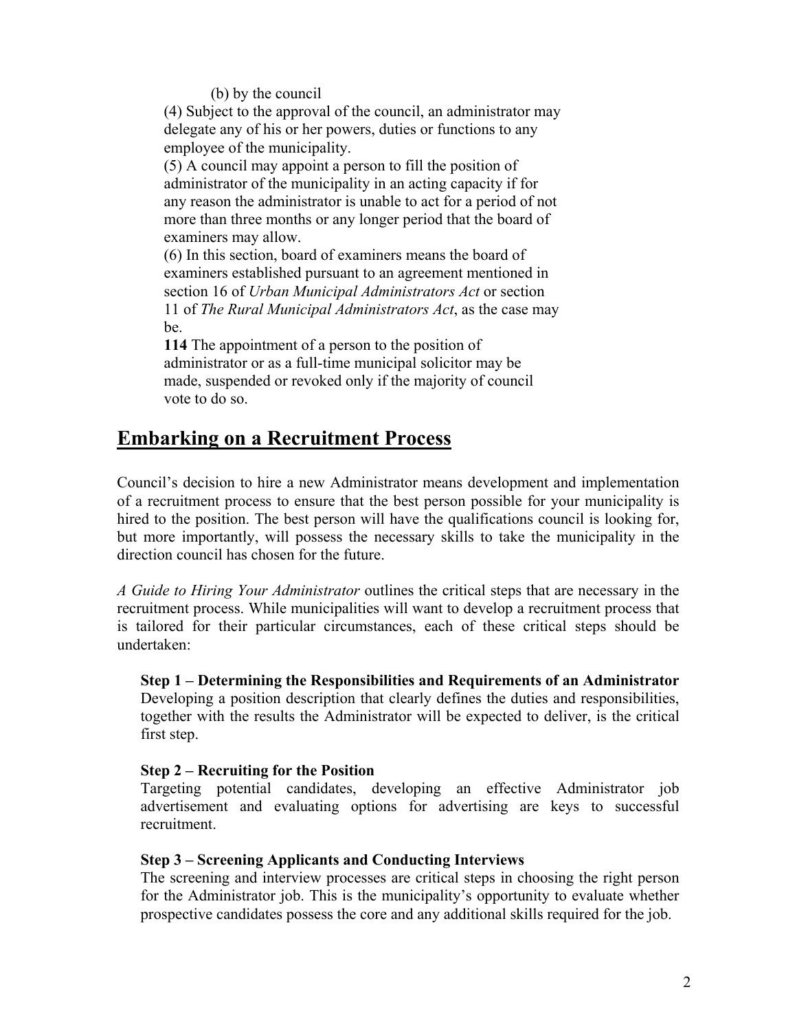(b) by the council

(4) Subject to the approval of the council, an administrator may delegate any of his or her powers, duties or functions to any employee of the municipality.

(5) A council may appoint a person to fill the position of administrator of the municipality in an acting capacity if for any reason the administrator is unable to act for a period of not more than three months or any longer period that the board of examiners may allow.

(6) In this section, board of examiners means the board of examiners established pursuant to an agreement mentioned in section 16 of *Urban Municipal Administrators Act* or section 11 of *The Rural Municipal Administrators Act*, as the case may be.

**114** The appointment of a person to the position of administrator or as a full-time municipal solicitor may be made, suspended or revoked only if the majority of council vote to do so.

## Embarking on a Recruitment Process

Council's decision to hire a new Administrator means development and implementation of a recruitment process to ensure that the best person possible for your municipality is hired to the position. The best person will have the qualifications council is looking for, but more importantly, will possess the necessary skills to take the municipality in the direction council has chosen for the future.

*A Guide to Hiring Your Administrator* outlines the critical steps that are necessary in the recruitment process. While municipalities will want to develop a recruitment process that is tailored for their particular circumstances, each of these critical steps should be undertaken:

**Step 1 – Determining the Responsibilities and Requirements of an Administrator**
Developing a position description that clearly defines the duties and responsibilities, together with the results the Administrator will be expected to deliver, is the critical first step.

**Step 2 – Recruiting for the Position**
Targeting potential candidates, developing an effective Administrator job advertisement and evaluating options for advertising are keys to successful recruitment.

**Step 3 – Screening Applicants and Conducting Interviews**
The screening and interview processes are critical steps in choosing the right person for the Administrator job. This is the municipality's opportunity to evaluate whether prospective candidates possess the core and any additional skills required for the job.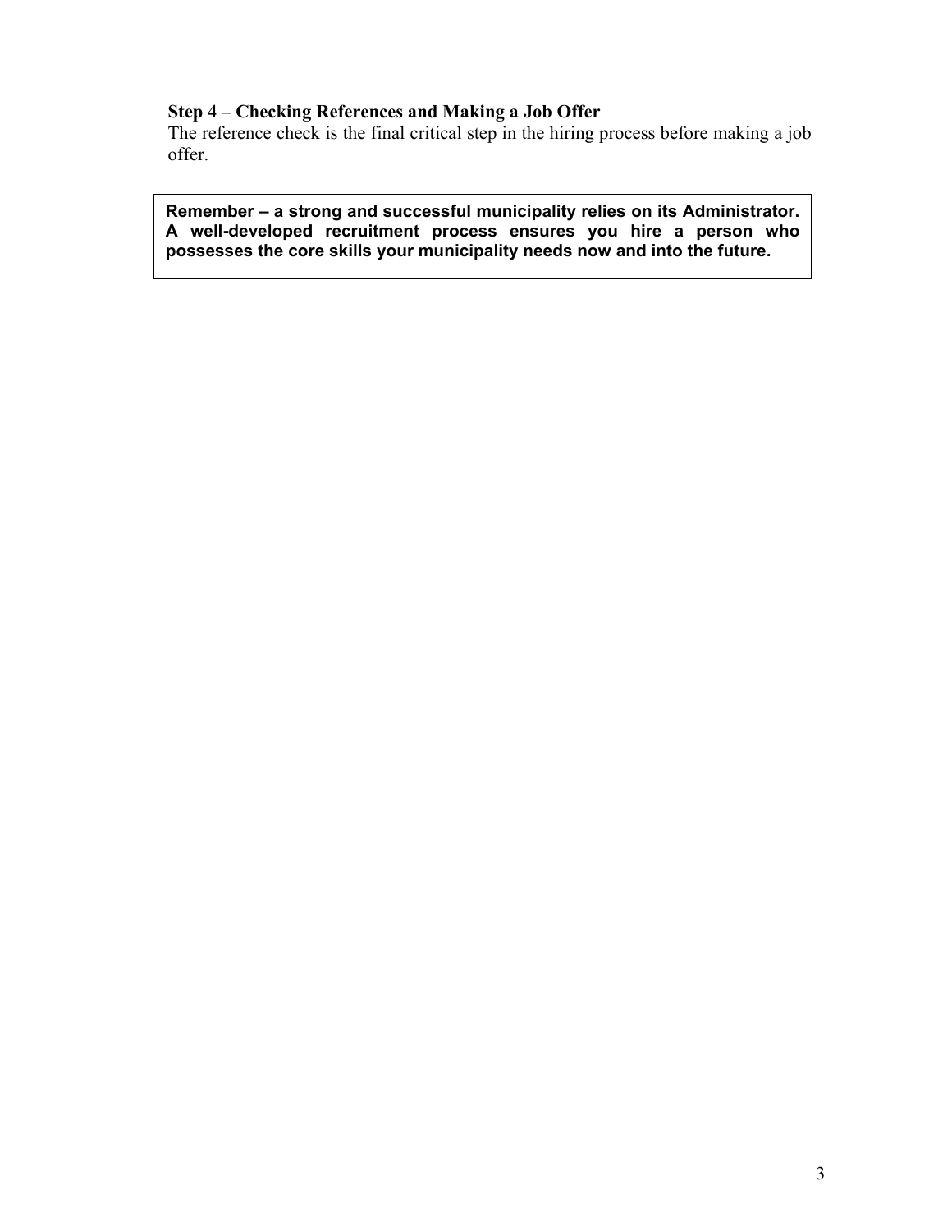**Step 4 – Checking References and Making a Job Offer**

The reference check is the final critical step in the hiring process before making a job offer.

> **Remember – a strong and successful municipality relies on its Administrator. A well-developed recruitment process ensures you hire a person who possesses the core skills your municipality needs now and into the future.**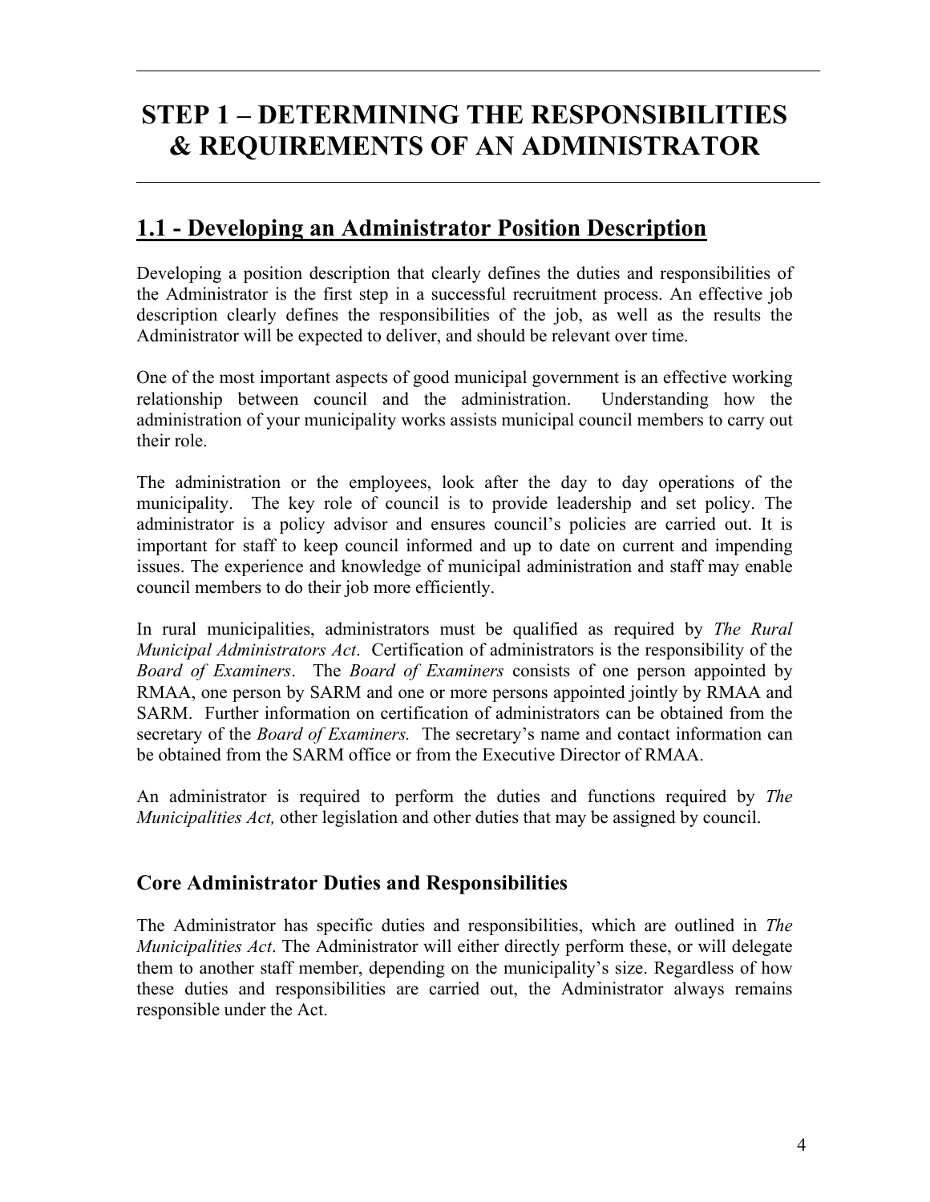# STEP 1 – DETERMINING THE RESPONSIBILITIES & REQUIREMENTS OF AN ADMINISTRATOR

## 1.1 - Developing an Administrator Position Description

Developing a position description that clearly defines the duties and responsibilities of the Administrator is the first step in a successful recruitment process. An effective job description clearly defines the responsibilities of the job, as well as the results the Administrator will be expected to deliver, and should be relevant over time.

One of the most important aspects of good municipal government is an effective working relationship between council and the administration. Understanding how the administration of your municipality works assists municipal council members to carry out their role.

The administration or the employees, look after the day to day operations of the municipality. The key role of council is to provide leadership and set policy. The administrator is a policy advisor and ensures council's policies are carried out. It is important for staff to keep council informed and up to date on current and impending issues. The experience and knowledge of municipal administration and staff may enable council members to do their job more efficiently.

In rural municipalities, administrators must be qualified as required by *The Rural Municipal Administrators Act*. Certification of administrators is the responsibility of the *Board of Examiners*. The *Board of Examiners* consists of one person appointed by RMAA, one person by SARM and one or more persons appointed jointly by RMAA and SARM. Further information on certification of administrators can be obtained from the secretary of the *Board of Examiners.* The secretary's name and contact information can be obtained from the SARM office or from the Executive Director of RMAA.

An administrator is required to perform the duties and functions required by *The Municipalities Act,* other legislation and other duties that may be assigned by council.

### Core Administrator Duties and Responsibilities

The Administrator has specific duties and responsibilities, which are outlined in *The Municipalities Act*. The Administrator will either directly perform these, or will delegate them to another staff member, depending on the municipality's size. Regardless of how these duties and responsibilities are carried out, the Administrator always remains responsible under the Act.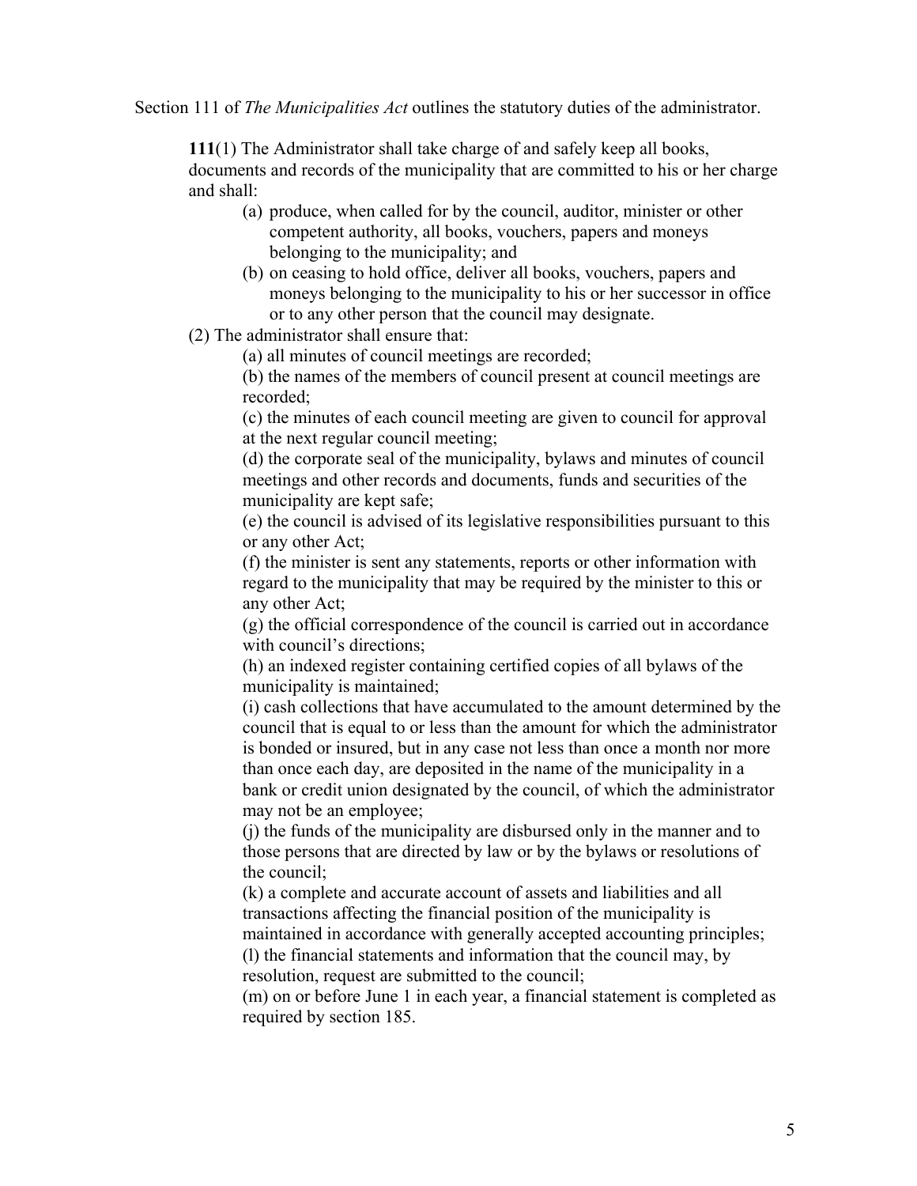Section 111 of *The Municipalities Act* outlines the statutory duties of the administrator.

> **111**(1) The Administrator shall take charge of and safely keep all books, documents and records of the municipality that are committed to his or her charge and shall:
>
> (a) produce, when called for by the council, auditor, minister or other competent authority, all books, vouchers, papers and moneys belonging to the municipality; and
>
> (b) on ceasing to hold office, deliver all books, vouchers, papers and moneys belonging to the municipality to his or her successor in office or to any other person that the council may designate.
>
> (2) The administrator shall ensure that:
>
> (a) all minutes of council meetings are recorded;
>
> (b) the names of the members of council present at council meetings are recorded;
>
> (c) the minutes of each council meeting are given to council for approval at the next regular council meeting;
>
> (d) the corporate seal of the municipality, bylaws and minutes of council meetings and other records and documents, funds and securities of the municipality are kept safe;
>
> (e) the council is advised of its legislative responsibilities pursuant to this or any other Act;
>
> (f) the minister is sent any statements, reports or other information with regard to the municipality that may be required by the minister to this or any other Act;
>
> (g) the official correspondence of the council is carried out in accordance with council's directions;
>
> (h) an indexed register containing certified copies of all bylaws of the municipality is maintained;
>
> (i) cash collections that have accumulated to the amount determined by the council that is equal to or less than the amount for which the administrator is bonded or insured, but in any case not less than once a month nor more than once each day, are deposited in the name of the municipality in a bank or credit union designated by the council, of which the administrator may not be an employee;
>
> (j) the funds of the municipality are disbursed only in the manner and to those persons that are directed by law or by the bylaws or resolutions of the council;
>
> (k) a complete and accurate account of assets and liabilities and all transactions affecting the financial position of the municipality is maintained in accordance with generally accepted accounting principles;
>
> (l) the financial statements and information that the council may, by resolution, request are submitted to the council;
>
> (m) on or before June 1 in each year, a financial statement is completed as required by section 185.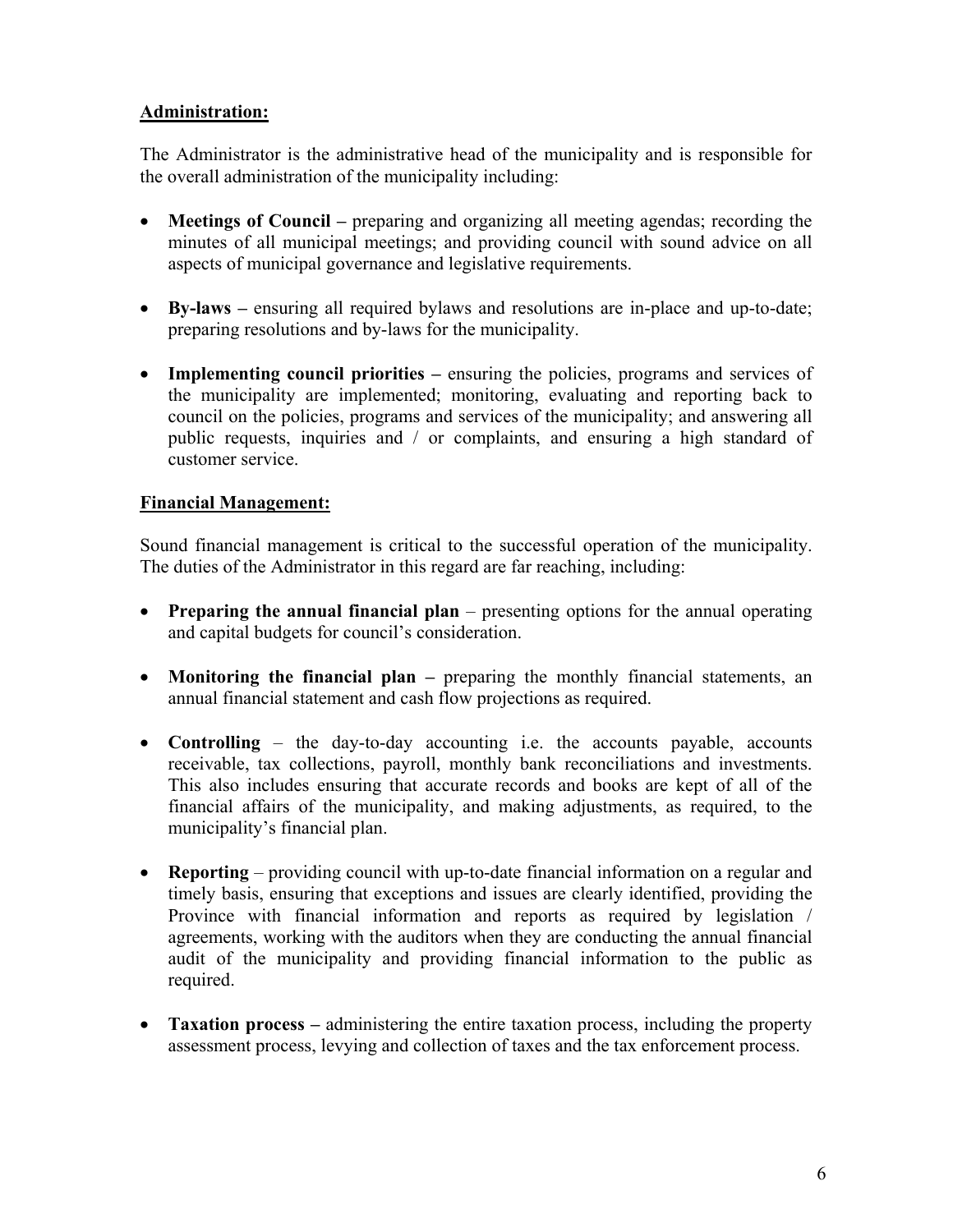**Administration:**

The Administrator is the administrative head of the municipality and is responsible for the overall administration of the municipality including:

- **Meetings of Council –** preparing and organizing all meeting agendas; recording the minutes of all municipal meetings; and providing council with sound advice on all aspects of municipal governance and legislative requirements.

- **By-laws –** ensuring all required bylaws and resolutions are in-place and up-to-date; preparing resolutions and by-laws for the municipality.

- **Implementing council priorities –** ensuring the policies, programs and services of the municipality are implemented; monitoring, evaluating and reporting back to council on the policies, programs and services of the municipality; and answering all public requests, inquiries and / or complaints, and ensuring a high standard of customer service.

**Financial Management:**

Sound financial management is critical to the successful operation of the municipality. The duties of the Administrator in this regard are far reaching, including:

- **Preparing the annual financial plan** – presenting options for the annual operating and capital budgets for council's consideration.

- **Monitoring the financial plan –** preparing the monthly financial statements, an annual financial statement and cash flow projections as required.

- **Controlling** – the day-to-day accounting i.e. the accounts payable, accounts receivable, tax collections, payroll, monthly bank reconciliations and investments. This also includes ensuring that accurate records and books are kept of all of the financial affairs of the municipality, and making adjustments, as required, to the municipality's financial plan.

- **Reporting** – providing council with up-to-date financial information on a regular and timely basis, ensuring that exceptions and issues are clearly identified, providing the Province with financial information and reports as required by legislation / agreements, working with the auditors when they are conducting the annual financial audit of the municipality and providing financial information to the public as required.

- **Taxation process –** administering the entire taxation process, including the property assessment process, levying and collection of taxes and the tax enforcement process.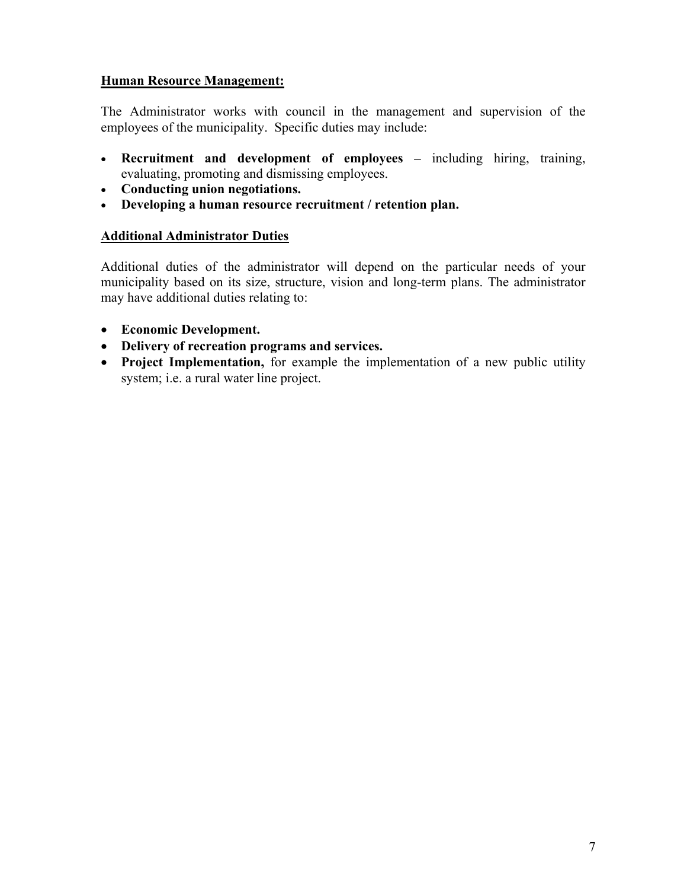**<u>Human Resource Management:</u>**

The Administrator works with council in the management and supervision of the employees of the municipality. Specific duties may include:

- **Recruitment and development of employees –** including hiring, training, evaluating, promoting and dismissing employees.
- **Conducting union negotiations.**
- **Developing a human resource recruitment / retention plan.**

**<u>Additional Administrator Duties</u>**

Additional duties of the administrator will depend on the particular needs of your municipality based on its size, structure, vision and long-term plans. The administrator may have additional duties relating to:

- **Economic Development.**
- **Delivery of recreation programs and services.**
- **Project Implementation,** for example the implementation of a new public utility system; i.e. a rural water line project.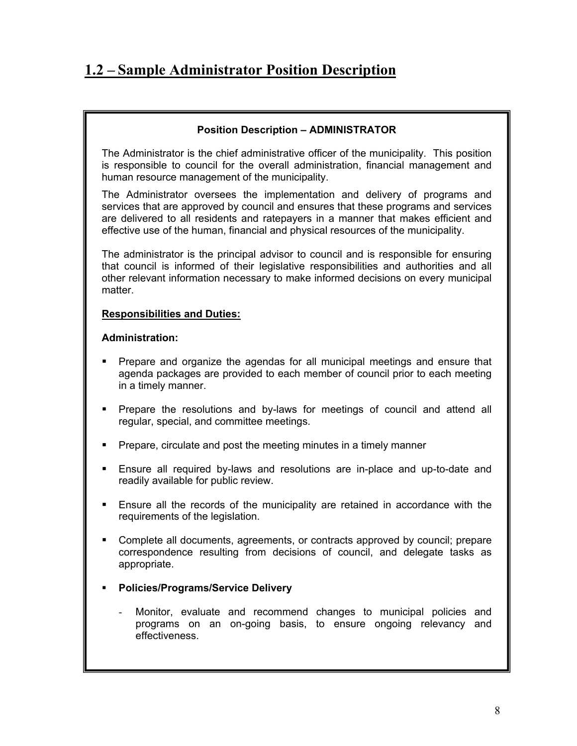## 1.2 – Sample Administrator Position Description

**Position Description – ADMINISTRATOR**

The Administrator is the chief administrative officer of the municipality. This position is responsible to council for the overall administration, financial management and human resource management of the municipality.

The Administrator oversees the implementation and delivery of programs and services that are approved by council and ensures that these programs and services are delivered to all residents and ratepayers in a manner that makes efficient and effective use of the human, financial and physical resources of the municipality.

The administrator is the principal advisor to council and is responsible for ensuring that council is informed of their legislative responsibilities and authorities and all other relevant information necessary to make informed decisions on every municipal matter.

**Responsibilities and Duties:**

**Administration:**

- Prepare and organize the agendas for all municipal meetings and ensure that agenda packages are provided to each member of council prior to each meeting in a timely manner.
- Prepare the resolutions and by-laws for meetings of council and attend all regular, special, and committee meetings.
- Prepare, circulate and post the meeting minutes in a timely manner
- Ensure all required by-laws and resolutions are in-place and up-to-date and readily available for public review.
- Ensure all the records of the municipality are retained in accordance with the requirements of the legislation.
- Complete all documents, agreements, or contracts approved by council; prepare correspondence resulting from decisions of council, and delegate tasks as appropriate.
- **Policies/Programs/Service Delivery**
  - Monitor, evaluate and recommend changes to municipal policies and programs on an on-going basis, to ensure ongoing relevancy and effectiveness.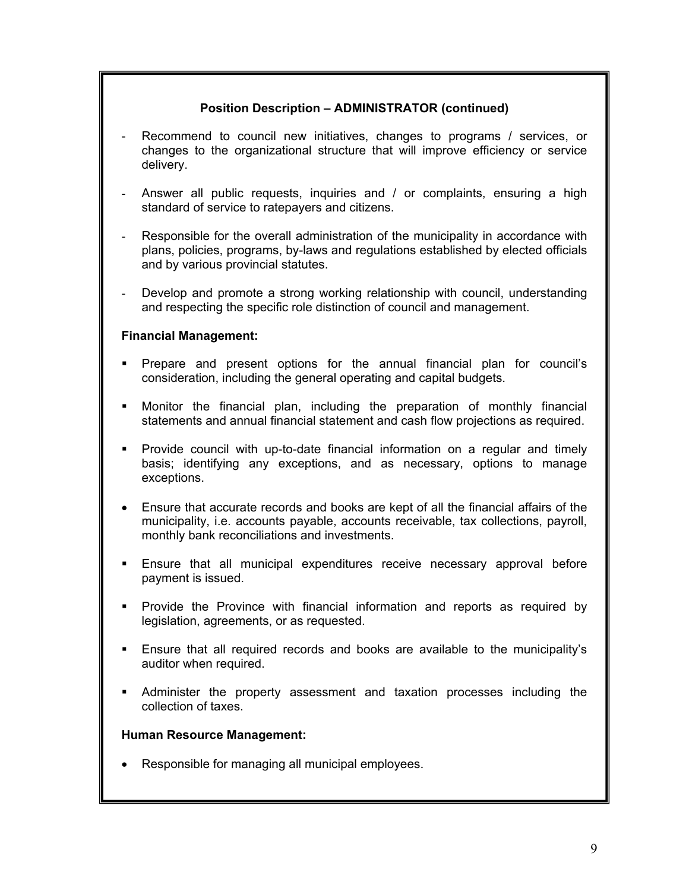**Position Description – ADMINISTRATOR (continued)**

- Recommend to council new initiatives, changes to programs / services, or changes to the organizational structure that will improve efficiency or service delivery.

- Answer all public requests, inquiries and / or complaints, ensuring a high standard of service to ratepayers and citizens.

- Responsible for the overall administration of the municipality in accordance with plans, policies, programs, by-laws and regulations established by elected officials and by various provincial statutes.

- Develop and promote a strong working relationship with council, understanding and respecting the specific role distinction of council and management.

**Financial Management:**

- Prepare and present options for the annual financial plan for council's consideration, including the general operating and capital budgets.

- Monitor the financial plan, including the preparation of monthly financial statements and annual financial statement and cash flow projections as required.

- Provide council with up-to-date financial information on a regular and timely basis; identifying any exceptions, and as necessary, options to manage exceptions.

- Ensure that accurate records and books are kept of all the financial affairs of the municipality, i.e. accounts payable, accounts receivable, tax collections, payroll, monthly bank reconciliations and investments.

- Ensure that all municipal expenditures receive necessary approval before payment is issued.

- Provide the Province with financial information and reports as required by legislation, agreements, or as requested.

- Ensure that all required records and books are available to the municipality's auditor when required.

- Administer the property assessment and taxation processes including the collection of taxes.

**Human Resource Management:**

- Responsible for managing all municipal employees.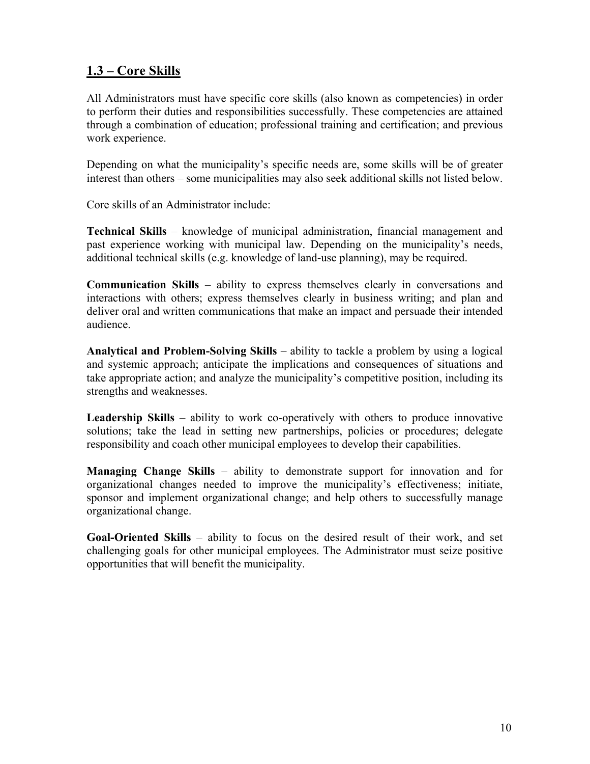## 1.3 – Core Skills

All Administrators must have specific core skills (also known as competencies) in order to perform their duties and responsibilities successfully. These competencies are attained through a combination of education; professional training and certification; and previous work experience.

Depending on what the municipality's specific needs are, some skills will be of greater interest than others – some municipalities may also seek additional skills not listed below.

Core skills of an Administrator include:

**Technical Skills** – knowledge of municipal administration, financial management and past experience working with municipal law. Depending on the municipality's needs, additional technical skills (e.g. knowledge of land-use planning), may be required.

**Communication Skills** – ability to express themselves clearly in conversations and interactions with others; express themselves clearly in business writing; and plan and deliver oral and written communications that make an impact and persuade their intended audience.

**Analytical and Problem-Solving Skills** – ability to tackle a problem by using a logical and systemic approach; anticipate the implications and consequences of situations and take appropriate action; and analyze the municipality's competitive position, including its strengths and weaknesses.

**Leadership Skills** – ability to work co-operatively with others to produce innovative solutions; take the lead in setting new partnerships, policies or procedures; delegate responsibility and coach other municipal employees to develop their capabilities.

**Managing Change Skills** – ability to demonstrate support for innovation and for organizational changes needed to improve the municipality's effectiveness; initiate, sponsor and implement organizational change; and help others to successfully manage organizational change.

**Goal-Oriented Skills** – ability to focus on the desired result of their work, and set challenging goals for other municipal employees. The Administrator must seize positive opportunities that will benefit the municipality.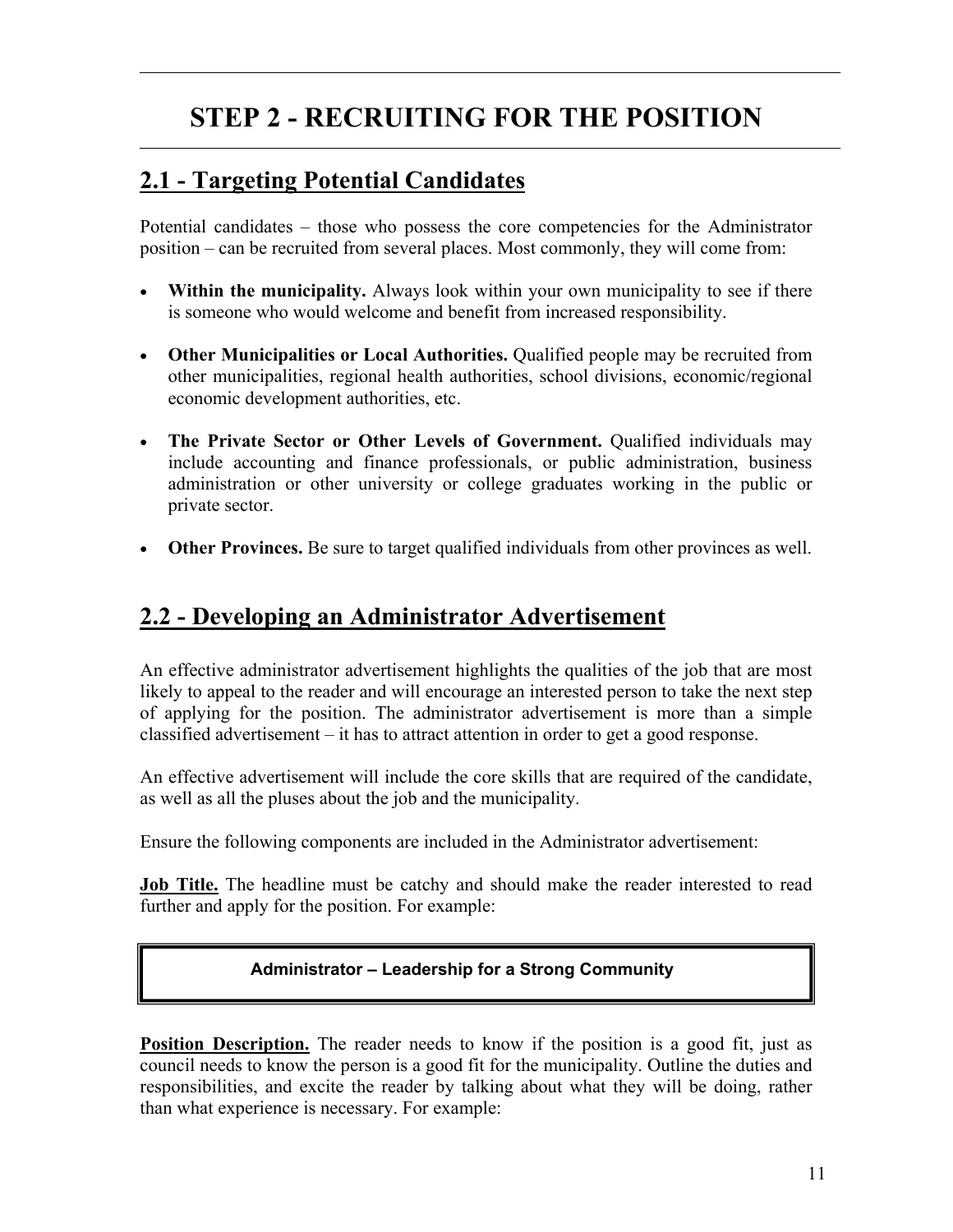# STEP 2 - RECRUITING FOR THE POSITION

## 2.1 - Targeting Potential Candidates

Potential candidates – those who possess the core competencies for the Administrator position – can be recruited from several places. Most commonly, they will come from:

- **Within the municipality.** Always look within your own municipality to see if there is someone who would welcome and benefit from increased responsibility.

- **Other Municipalities or Local Authorities.** Qualified people may be recruited from other municipalities, regional health authorities, school divisions, economic/regional economic development authorities, etc.

- **The Private Sector or Other Levels of Government.** Qualified individuals may include accounting and finance professionals, or public administration, business administration or other university or college graduates working in the public or private sector.

- **Other Provinces.** Be sure to target qualified individuals from other provinces as well.

## 2.2 - Developing an Administrator Advertisement

An effective administrator advertisement highlights the qualities of the job that are most likely to appeal to the reader and will encourage an interested person to take the next step of applying for the position. The administrator advertisement is more than a simple classified advertisement – it has to attract attention in order to get a good response.

An effective advertisement will include the core skills that are required of the candidate, as well as all the pluses about the job and the municipality.

Ensure the following components are included in the Administrator advertisement:

**Job Title.** The headline must be catchy and should make the reader interested to read further and apply for the position. For example:

| **Administrator – Leadership for a Strong Community** |
|---|

**Position Description.** The reader needs to know if the position is a good fit, just as council needs to know the person is a good fit for the municipality. Outline the duties and responsibilities, and excite the reader by talking about what they will be doing, rather than what experience is necessary. For example: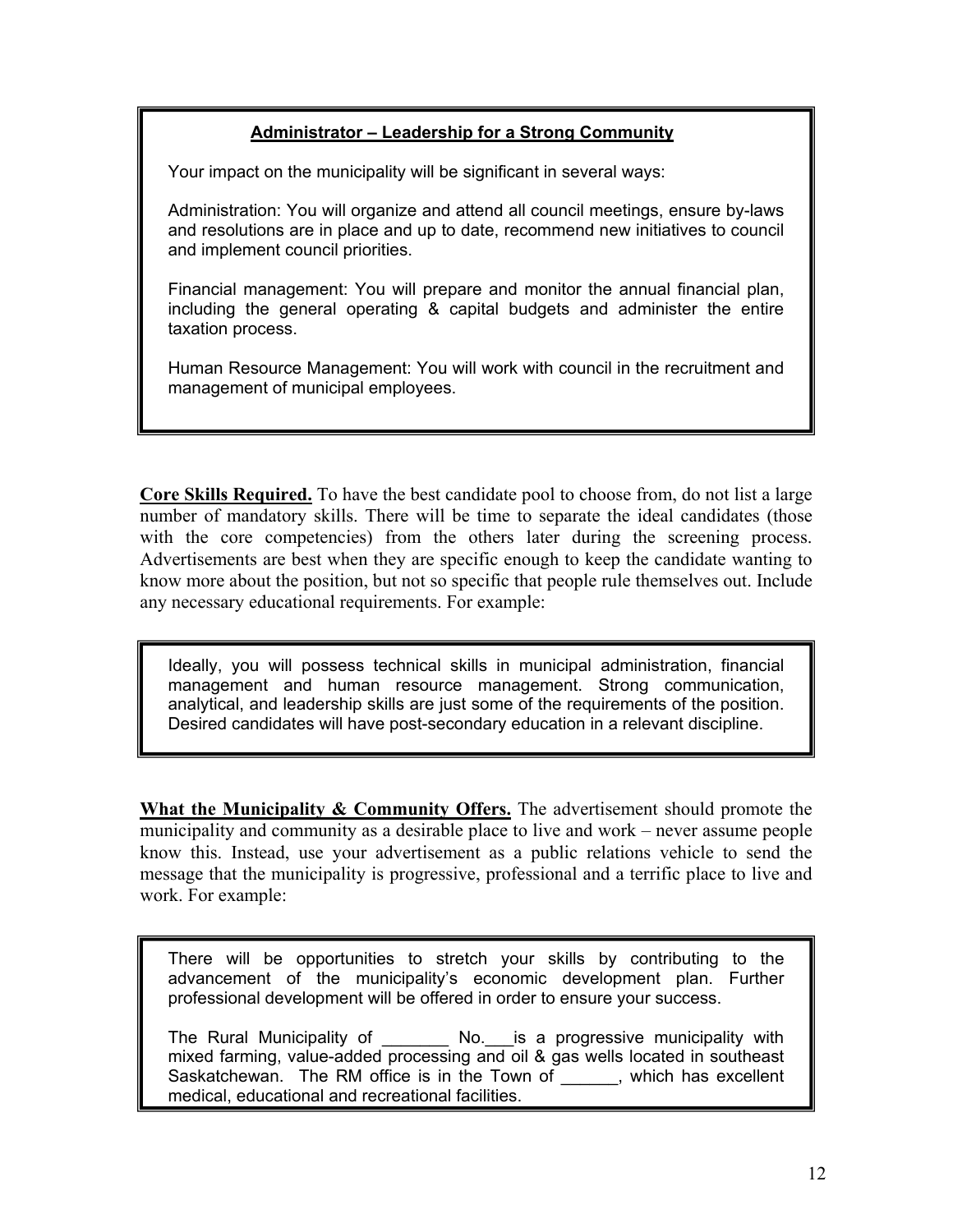**Administrator – Leadership for a Strong Community**

Your impact on the municipality will be significant in several ways:

Administration: You will organize and attend all council meetings, ensure by-laws and resolutions are in place and up to date, recommend new initiatives to council and implement council priorities.

Financial management: You will prepare and monitor the annual financial plan, including the general operating & capital budgets and administer the entire taxation process.

Human Resource Management: You will work with council in the recruitment and management of municipal employees.

**Core Skills Required.** To have the best candidate pool to choose from, do not list a large number of mandatory skills. There will be time to separate the ideal candidates (those with the core competencies) from the others later during the screening process. Advertisements are best when they are specific enough to keep the candidate wanting to know more about the position, but not so specific that people rule themselves out. Include any necessary educational requirements. For example:

> Ideally, you will possess technical skills in municipal administration, financial management and human resource management. Strong communication, analytical, and leadership skills are just some of the requirements of the position. Desired candidates will have post-secondary education in a relevant discipline.

**What the Municipality & Community Offers.** The advertisement should promote the municipality and community as a desirable place to live and work – never assume people know this. Instead, use your advertisement as a public relations vehicle to send the message that the municipality is progressive, professional and a terrific place to live and work. For example:

> There will be opportunities to stretch your skills by contributing to the advancement of the municipality's economic development plan. Further professional development will be offered in order to ensure your success.
>
> The Rural Municipality of _______ No.___is a progressive municipality with mixed farming, value-added processing and oil & gas wells located in southeast Saskatchewan. The RM office is in the Town of ______, which has excellent medical, educational and recreational facilities.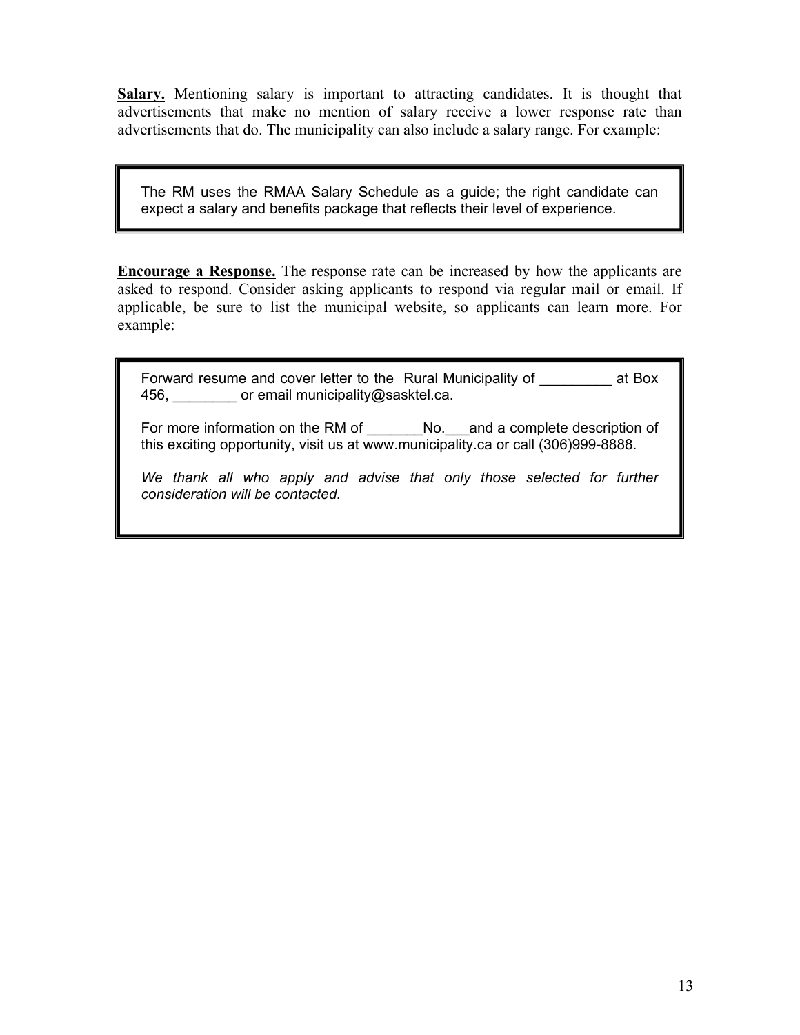**Salary.** Mentioning salary is important to attracting candidates. It is thought that advertisements that make no mention of salary receive a lower response rate than advertisements that do. The municipality can also include a salary range. For example:

> The RM uses the RMAA Salary Schedule as a guide; the right candidate can expect a salary and benefits package that reflects their level of experience.

**Encourage a Response.** The response rate can be increased by how the applicants are asked to respond. Consider asking applicants to respond via regular mail or email. If applicable, be sure to list the municipal website, so applicants can learn more. For example:

> Forward resume and cover letter to the Rural Municipality of _________ at Box 456, ________ or email municipality@sasktel.ca.
>
> For more information on the RM of _______No.___and a complete description of this exciting opportunity, visit us at www.municipality.ca or call (306)999-8888.
>
> *We thank all who apply and advise that only those selected for further consideration will be contacted.*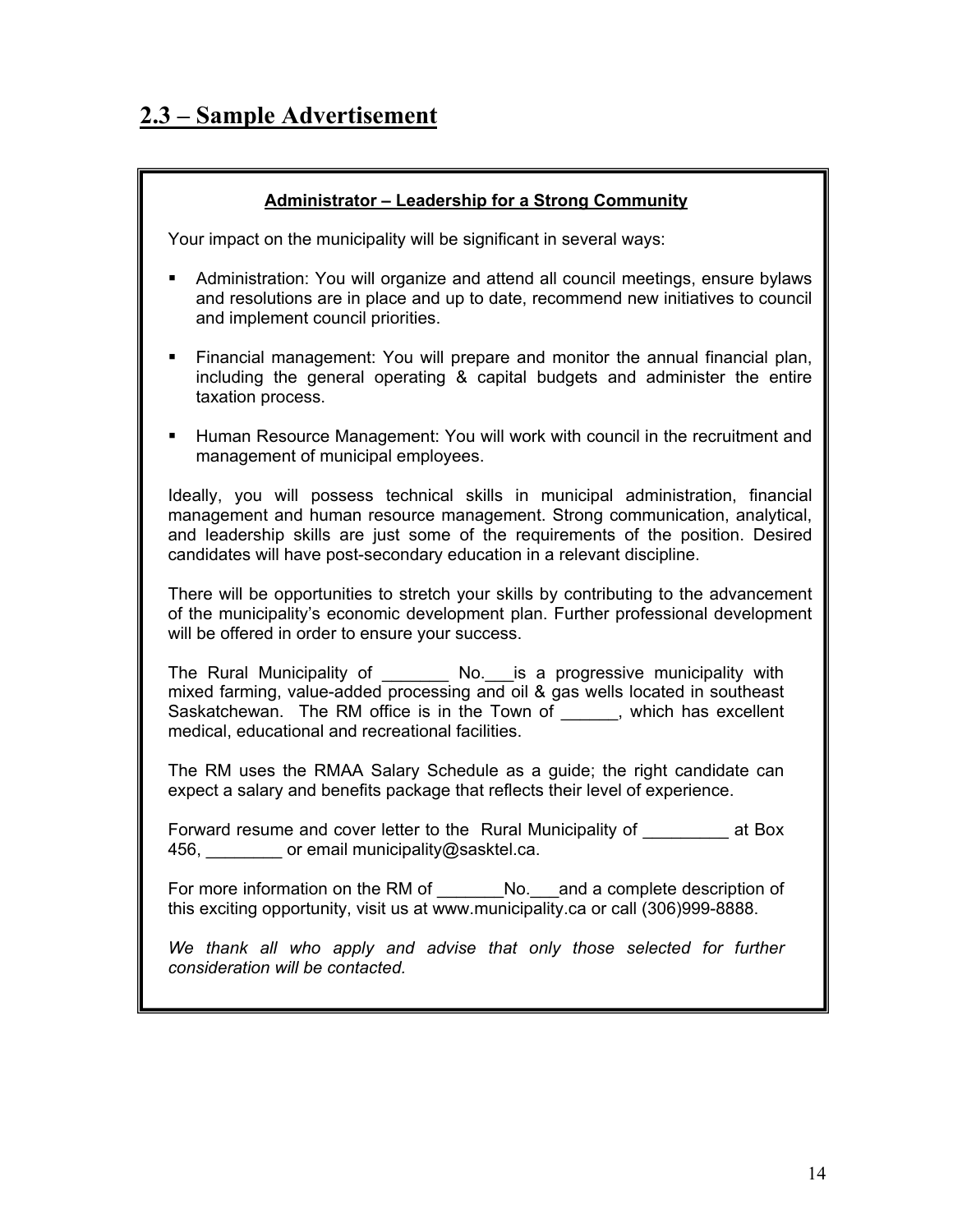## 2.3 – Sample Advertisement

**Administrator – Leadership for a Strong Community**

Your impact on the municipality will be significant in several ways:

- Administration: You will organize and attend all council meetings, ensure bylaws and resolutions are in place and up to date, recommend new initiatives to council and implement council priorities.
- Financial management: You will prepare and monitor the annual financial plan, including the general operating & capital budgets and administer the entire taxation process.
- Human Resource Management: You will work with council in the recruitment and management of municipal employees.

Ideally, you will possess technical skills in municipal administration, financial management and human resource management. Strong communication, analytical, and leadership skills are just some of the requirements of the position. Desired candidates will have post-secondary education in a relevant discipline.

There will be opportunities to stretch your skills by contributing to the advancement of the municipality's economic development plan. Further professional development will be offered in order to ensure your success.

The Rural Municipality of _______ No.___is a progressive municipality with mixed farming, value-added processing and oil & gas wells located in southeast Saskatchewan. The RM office is in the Town of ______, which has excellent medical, educational and recreational facilities.

The RM uses the RMAA Salary Schedule as a guide; the right candidate can expect a salary and benefits package that reflects their level of experience.

Forward resume and cover letter to the Rural Municipality of _________ at Box 456, ________ or email municipality@sasktel.ca.

For more information on the RM of _______No.___and a complete description of this exciting opportunity, visit us at www.municipality.ca or call (306)999-8888.

*We thank all who apply and advise that only those selected for further consideration will be contacted.*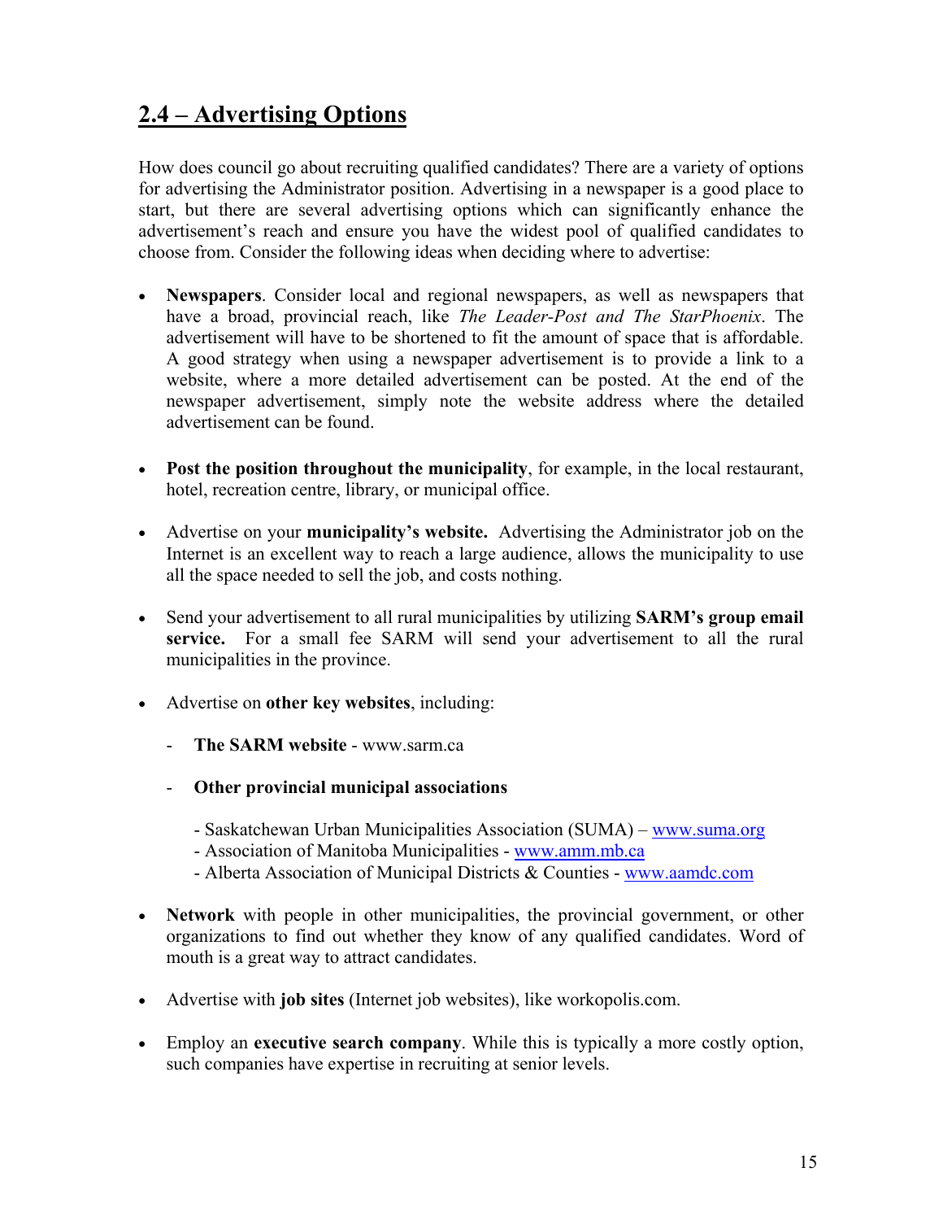## 2.4 – Advertising Options

How does council go about recruiting qualified candidates? There are a variety of options for advertising the Administrator position. Advertising in a newspaper is a good place to start, but there are several advertising options which can significantly enhance the advertisement's reach and ensure you have the widest pool of qualified candidates to choose from. Consider the following ideas when deciding where to advertise:

- **Newspapers**. Consider local and regional newspapers, as well as newspapers that have a broad, provincial reach, like *The Leader-Post and The StarPhoenix*. The advertisement will have to be shortened to fit the amount of space that is affordable. A good strategy when using a newspaper advertisement is to provide a link to a website, where a more detailed advertisement can be posted. At the end of the newspaper advertisement, simply note the website address where the detailed advertisement can be found.

- **Post the position throughout the municipality**, for example, in the local restaurant, hotel, recreation centre, library, or municipal office.

- Advertise on your **municipality's website.** Advertising the Administrator job on the Internet is an excellent way to reach a large audience, allows the municipality to use all the space needed to sell the job, and costs nothing.

- Send your advertisement to all rural municipalities by utilizing **SARM's group email service.** For a small fee SARM will send your advertisement to all the rural municipalities in the province.

- Advertise on **other key websites**, including:

  - **The SARM website** - www.sarm.ca

  - **Other provincial municipal associations**

    - Saskatchewan Urban Municipalities Association (SUMA) – www.suma.org
    - Association of Manitoba Municipalities - www.amm.mb.ca
    - Alberta Association of Municipal Districts & Counties - www.aamdc.com

- **Network** with people in other municipalities, the provincial government, or other organizations to find out whether they know of any qualified candidates. Word of mouth is a great way to attract candidates.

- Advertise with **job sites** (Internet job websites), like workopolis.com.

- Employ an **executive search company**. While this is typically a more costly option, such companies have expertise in recruiting at senior levels.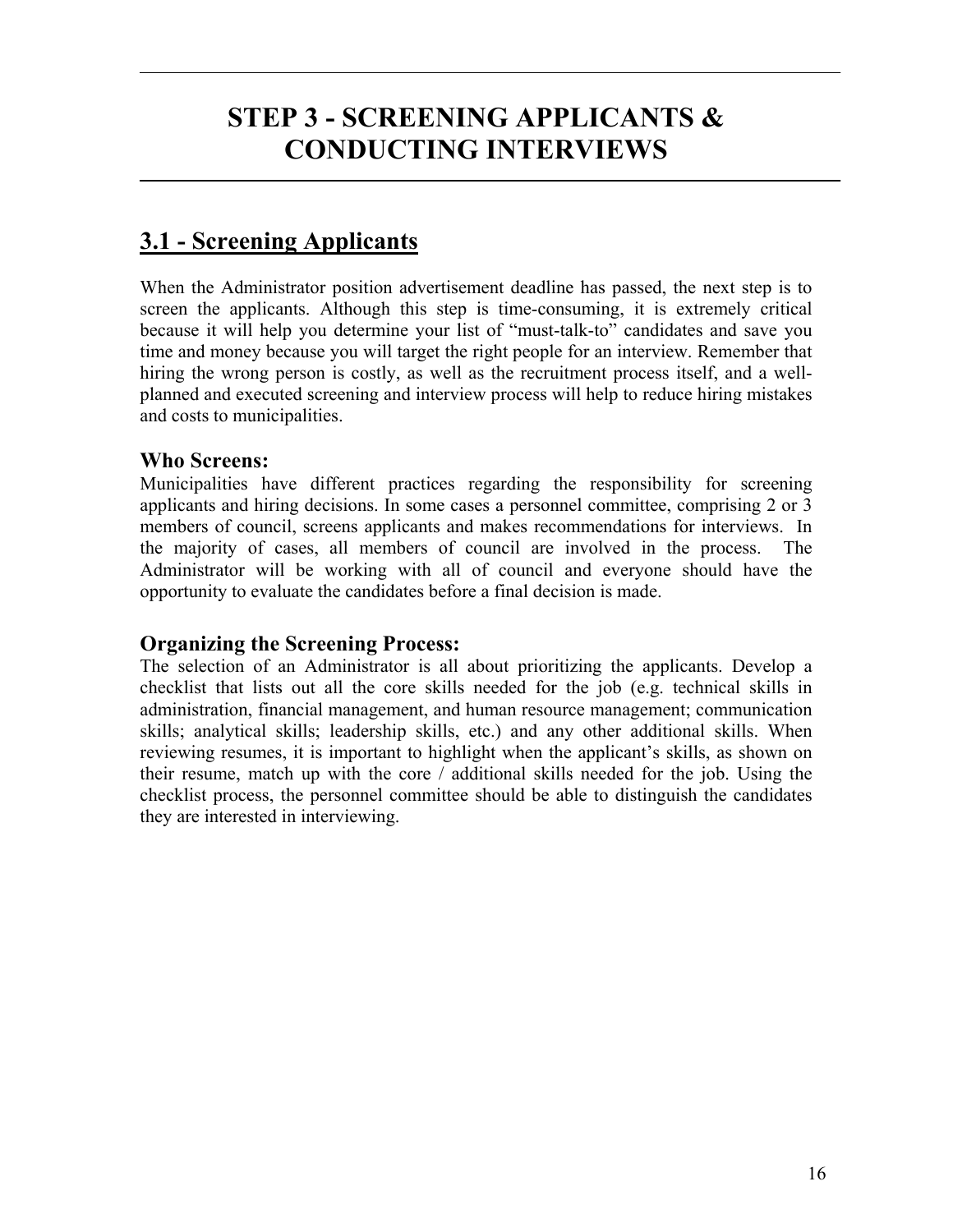# STEP 3 - SCREENING APPLICANTS & CONDUCTING INTERVIEWS

## 3.1 - Screening Applicants

When the Administrator position advertisement deadline has passed, the next step is to screen the applicants. Although this step is time-consuming, it is extremely critical because it will help you determine your list of "must-talk-to" candidates and save you time and money because you will target the right people for an interview. Remember that hiring the wrong person is costly, as well as the recruitment process itself, and a well-planned and executed screening and interview process will help to reduce hiring mistakes and costs to municipalities.

### Who Screens:

Municipalities have different practices regarding the responsibility for screening applicants and hiring decisions. In some cases a personnel committee, comprising 2 or 3 members of council, screens applicants and makes recommendations for interviews. In the majority of cases, all members of council are involved in the process. The Administrator will be working with all of council and everyone should have the opportunity to evaluate the candidates before a final decision is made.

### Organizing the Screening Process:

The selection of an Administrator is all about prioritizing the applicants. Develop a checklist that lists out all the core skills needed for the job (e.g. technical skills in administration, financial management, and human resource management; communication skills; analytical skills; leadership skills, etc.) and any other additional skills. When reviewing resumes, it is important to highlight when the applicant's skills, as shown on their resume, match up with the core / additional skills needed for the job. Using the checklist process, the personnel committee should be able to distinguish the candidates they are interested in interviewing.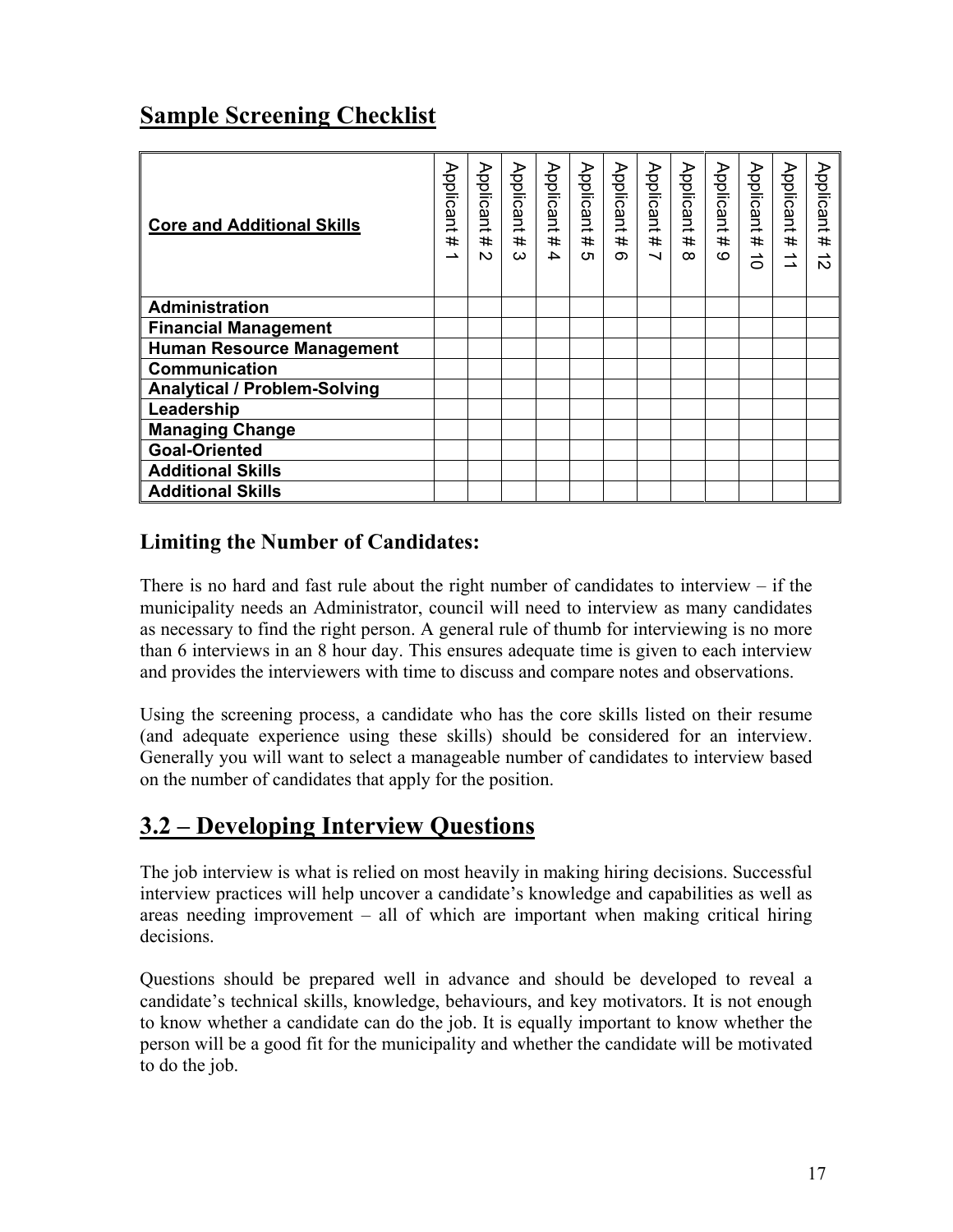## Sample Screening Checklist

| **Core and Additional Skills** | Applicant # 1 | Applicant # 2 | Applicant # 3 | Applicant # 4 | Applicant # 5 | Applicant # 6 | Applicant # 7 | Applicant # 8 | Applicant # 9 | Applicant # 10 | Applicant # 11 | Applicant # 12 |
|---|---|---|---|---|---|---|---|---|---|---|---|---|
| **Administration** | | | | | | | | | | | | |
| **Financial Management** | | | | | | | | | | | | |
| **Human Resource Management** | | | | | | | | | | | | |
| **Communication** | | | | | | | | | | | | |
| **Analytical / Problem-Solving** | | | | | | | | | | | | |
| **Leadership** | | | | | | | | | | | | |
| **Managing Change** | | | | | | | | | | | | |
| **Goal-Oriented** | | | | | | | | | | | | |
| **Additional Skills** | | | | | | | | | | | | |
| **Additional Skills** | | | | | | | | | | | | |

### Limiting the Number of Candidates:

There is no hard and fast rule about the right number of candidates to interview – if the municipality needs an Administrator, council will need to interview as many candidates as necessary to find the right person. A general rule of thumb for interviewing is no more than 6 interviews in an 8 hour day. This ensures adequate time is given to each interview and provides the interviewers with time to discuss and compare notes and observations.

Using the screening process, a candidate who has the core skills listed on their resume (and adequate experience using these skills) should be considered for an interview. Generally you will want to select a manageable number of candidates to interview based on the number of candidates that apply for the position.

## 3.2 – Developing Interview Questions

The job interview is what is relied on most heavily in making hiring decisions. Successful interview practices will help uncover a candidate's knowledge and capabilities as well as areas needing improvement – all of which are important when making critical hiring decisions.

Questions should be prepared well in advance and should be developed to reveal a candidate's technical skills, knowledge, behaviours, and key motivators. It is not enough to know whether a candidate can do the job. It is equally important to know whether the person will be a good fit for the municipality and whether the candidate will be motivated to do the job.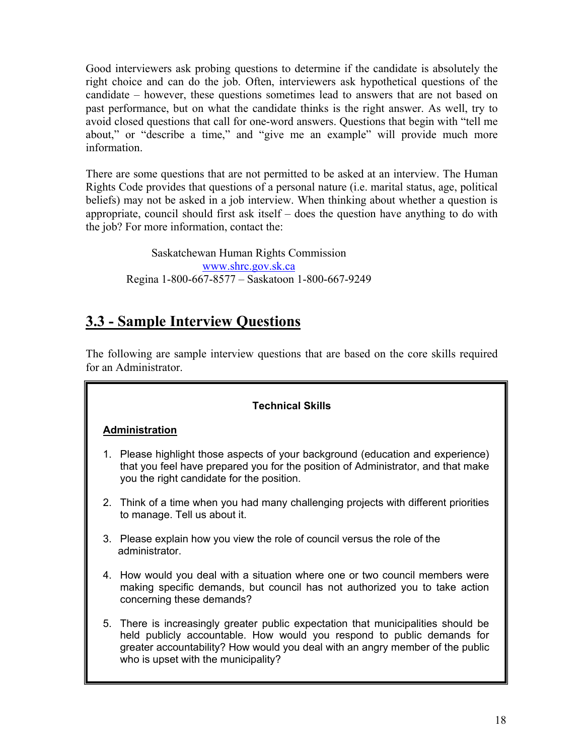Good interviewers ask probing questions to determine if the candidate is absolutely the right choice and can do the job. Often, interviewers ask hypothetical questions of the candidate – however, these questions sometimes lead to answers that are not based on past performance, but on what the candidate thinks is the right answer. As well, try to avoid closed questions that call for one-word answers. Questions that begin with "tell me about," or "describe a time," and "give me an example" will provide much more information.

There are some questions that are not permitted to be asked at an interview. The Human Rights Code provides that questions of a personal nature (i.e. marital status, age, political beliefs) may not be asked in a job interview. When thinking about whether a question is appropriate, council should first ask itself – does the question have anything to do with the job? For more information, contact the:

Saskatchewan Human Rights Commission
www.shrc.gov.sk.ca
Regina 1-800-667-8577 – Saskatoon 1-800-667-9249

## 3.3 - Sample Interview Questions

The following are sample interview questions that are based on the core skills required for an Administrator.

**Technical Skills**

**Administration**

1. Please highlight those aspects of your background (education and experience) that you feel have prepared you for the position of Administrator, and that make you the right candidate for the position.
2. Think of a time when you had many challenging projects with different priorities to manage. Tell us about it.
3. Please explain how you view the role of council versus the role of the administrator.
4. How would you deal with a situation where one or two council members were making specific demands, but council has not authorized you to take action concerning these demands?
5. There is increasingly greater public expectation that municipalities should be held publicly accountable. How would you respond to public demands for greater accountability? How would you deal with an angry member of the public who is upset with the municipality?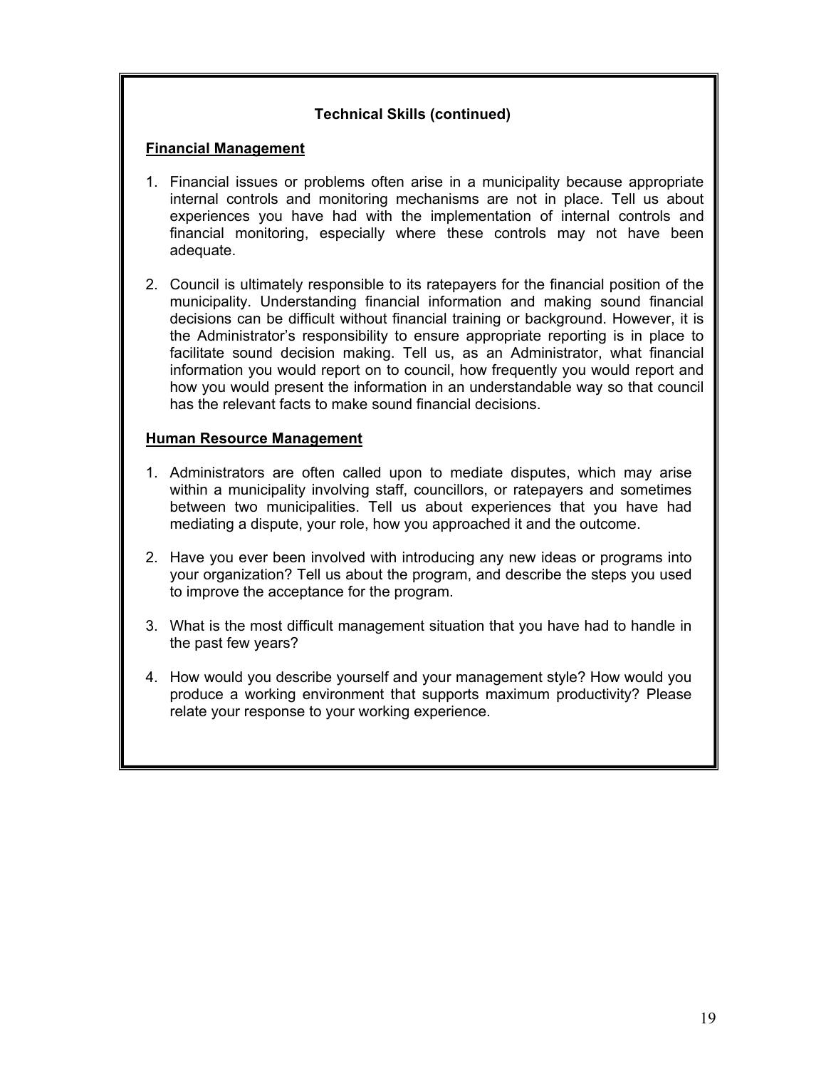**Technical Skills (continued)**

**Financial Management**

1. Financial issues or problems often arise in a municipality because appropriate internal controls and monitoring mechanisms are not in place. Tell us about experiences you have had with the implementation of internal controls and financial monitoring, especially where these controls may not have been adequate.

2. Council is ultimately responsible to its ratepayers for the financial position of the municipality. Understanding financial information and making sound financial decisions can be difficult without financial training or background. However, it is the Administrator's responsibility to ensure appropriate reporting is in place to facilitate sound decision making. Tell us, as an Administrator, what financial information you would report on to council, how frequently you would report and how you would present the information in an understandable way so that council has the relevant facts to make sound financial decisions.

**Human Resource Management**

1. Administrators are often called upon to mediate disputes, which may arise within a municipality involving staff, councillors, or ratepayers and sometimes between two municipalities. Tell us about experiences that you have had mediating a dispute, your role, how you approached it and the outcome.

2. Have you ever been involved with introducing any new ideas or programs into your organization? Tell us about the program, and describe the steps you used to improve the acceptance for the program.

3. What is the most difficult management situation that you have had to handle in the past few years?

4. How would you describe yourself and your management style? How would you produce a working environment that supports maximum productivity? Please relate your response to your working experience.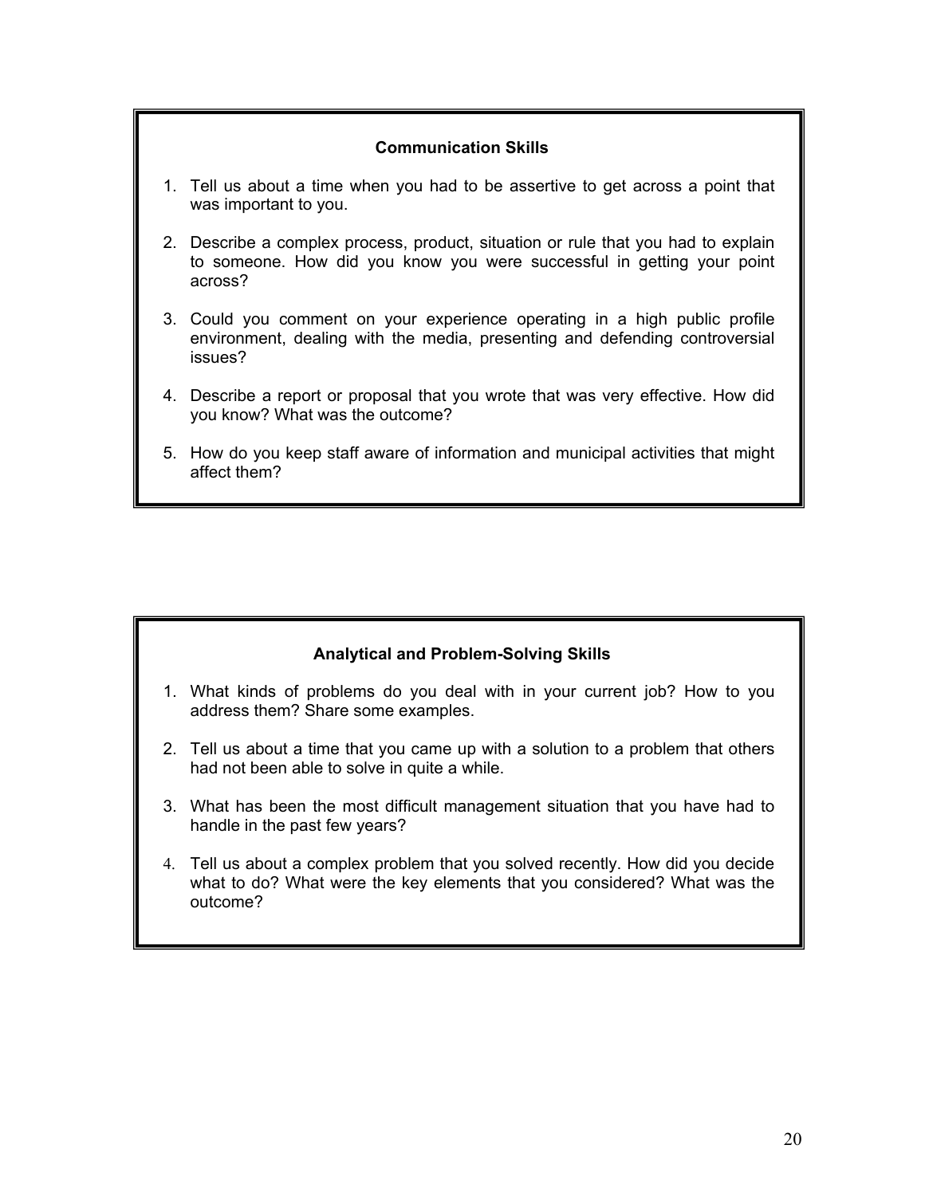### Communication Skills

1. Tell us about a time when you had to be assertive to get across a point that was important to you.
2. Describe a complex process, product, situation or rule that you had to explain to someone. How did you know you were successful in getting your point across?
3. Could you comment on your experience operating in a high public profile environment, dealing with the media, presenting and defending controversial issues?
4. Describe a report or proposal that you wrote that was very effective. How did you know? What was the outcome?
5. How do you keep staff aware of information and municipal activities that might affect them?

### Analytical and Problem-Solving Skills

1. What kinds of problems do you deal with in your current job? How to you address them? Share some examples.
2. Tell us about a time that you came up with a solution to a problem that others had not been able to solve in quite a while.
3. What has been the most difficult management situation that you have had to handle in the past few years?
4. Tell us about a complex problem that you solved recently. How did you decide what to do? What were the key elements that you considered? What was the outcome?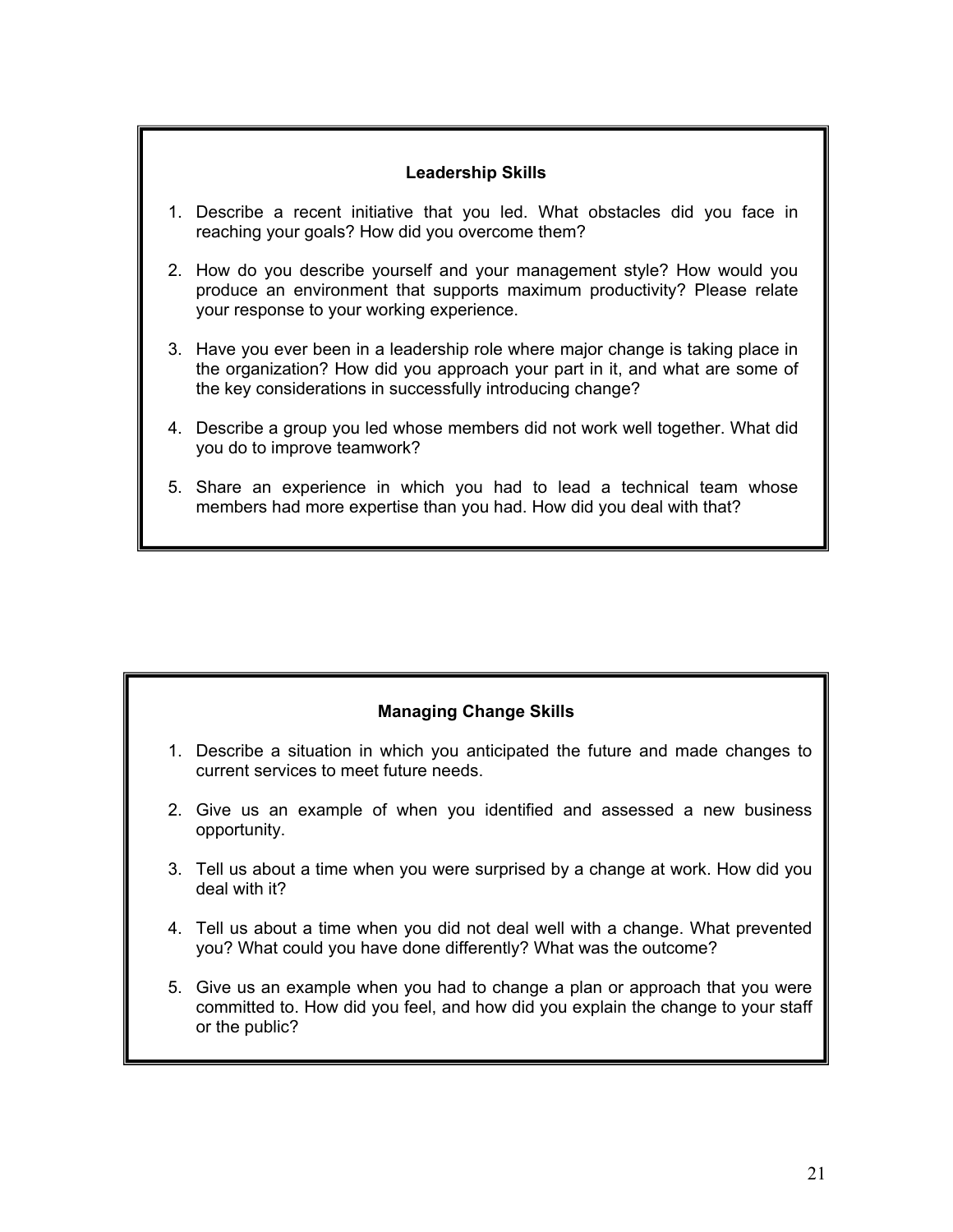### Leadership Skills

1. Describe a recent initiative that you led. What obstacles did you face in reaching your goals? How did you overcome them?

2. How do you describe yourself and your management style? How would you produce an environment that supports maximum productivity? Please relate your response to your working experience.

3. Have you ever been in a leadership role where major change is taking place in the organization? How did you approach your part in it, and what are some of the key considerations in successfully introducing change?

4. Describe a group you led whose members did not work well together. What did you do to improve teamwork?

5. Share an experience in which you had to lead a technical team whose members had more expertise than you had. How did you deal with that?

### Managing Change Skills

1. Describe a situation in which you anticipated the future and made changes to current services to meet future needs.

2. Give us an example of when you identified and assessed a new business opportunity.

3. Tell us about a time when you were surprised by a change at work. How did you deal with it?

4. Tell us about a time when you did not deal well with a change. What prevented you? What could you have done differently? What was the outcome?

5. Give us an example when you had to change a plan or approach that you were committed to. How did you feel, and how did you explain the change to your staff or the public?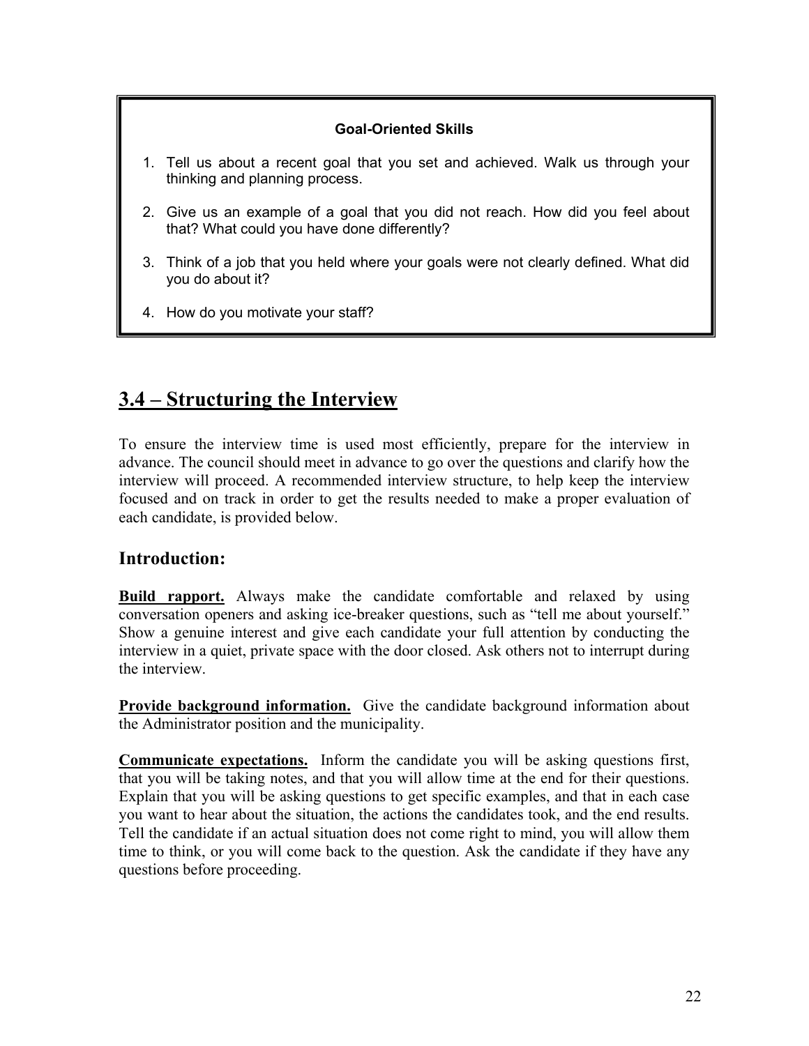**Goal-Oriented Skills**

1. Tell us about a recent goal that you set and achieved. Walk us through your thinking and planning process.
2. Give us an example of a goal that you did not reach. How did you feel about that? What could you have done differently?
3. Think of a job that you held where your goals were not clearly defined. What did you do about it?
4. How do you motivate your staff?

## 3.4 – Structuring the Interview

To ensure the interview time is used most efficiently, prepare for the interview in advance. The council should meet in advance to go over the questions and clarify how the interview will proceed. A recommended interview structure, to help keep the interview focused and on track in order to get the results needed to make a proper evaluation of each candidate, is provided below.

### Introduction:

**Build rapport.** Always make the candidate comfortable and relaxed by using conversation openers and asking ice-breaker questions, such as "tell me about yourself." Show a genuine interest and give each candidate your full attention by conducting the interview in a quiet, private space with the door closed. Ask others not to interrupt during the interview.

**Provide background information.** Give the candidate background information about the Administrator position and the municipality.

**Communicate expectations.** Inform the candidate you will be asking questions first, that you will be taking notes, and that you will allow time at the end for their questions. Explain that you will be asking questions to get specific examples, and that in each case you want to hear about the situation, the actions the candidates took, and the end results. Tell the candidate if an actual situation does not come right to mind, you will allow them time to think, or you will come back to the question. Ask the candidate if they have any questions before proceeding.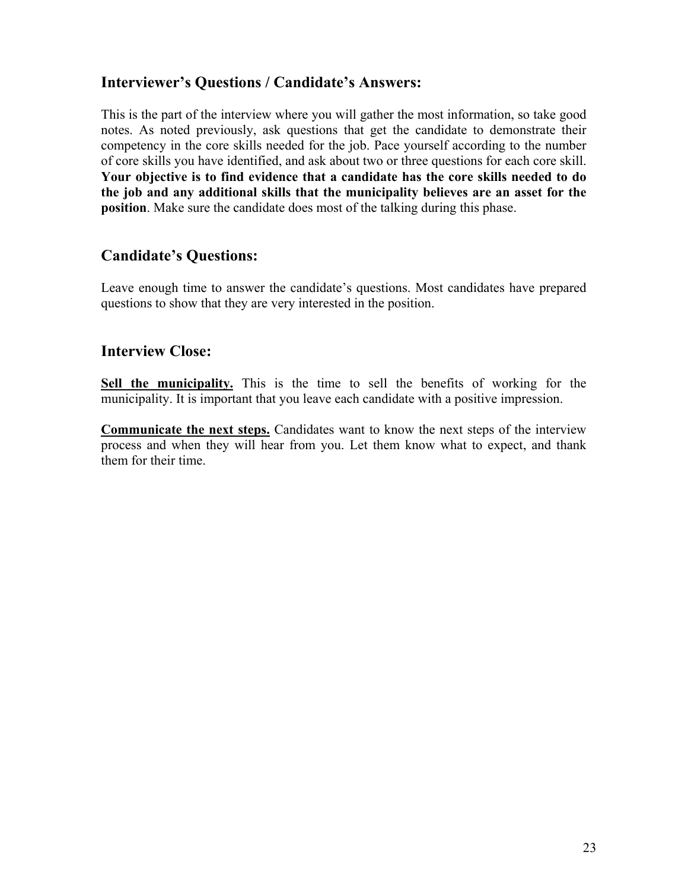## Interviewer's Questions / Candidate's Answers:

This is the part of the interview where you will gather the most information, so take good notes. As noted previously, ask questions that get the candidate to demonstrate their competency in the core skills needed for the job. Pace yourself according to the number of core skills you have identified, and ask about two or three questions for each core skill. **Your objective is to find evidence that a candidate has the core skills needed to do the job and any additional skills that the municipality believes are an asset for the position**. Make sure the candidate does most of the talking during this phase.

## Candidate's Questions:

Leave enough time to answer the candidate's questions. Most candidates have prepared questions to show that they are very interested in the position.

## Interview Close:

**Sell the municipality.** This is the time to sell the benefits of working for the municipality. It is important that you leave each candidate with a positive impression.

**Communicate the next steps.** Candidates want to know the next steps of the interview process and when they will hear from you. Let them know what to expect, and thank them for their time.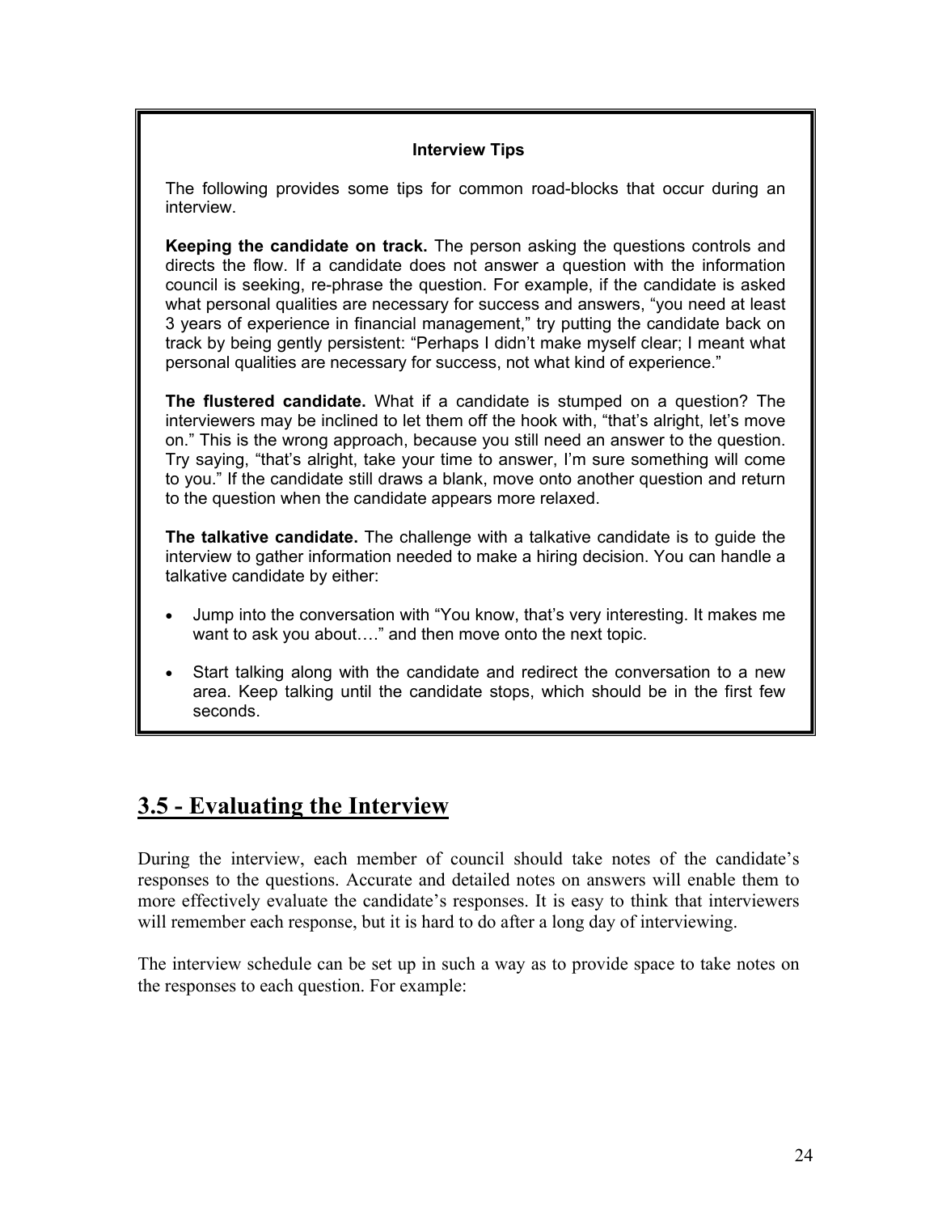**Interview Tips**

The following provides some tips for common road-blocks that occur during an interview.

**Keeping the candidate on track.** The person asking the questions controls and directs the flow. If a candidate does not answer a question with the information council is seeking, re-phrase the question. For example, if the candidate is asked what personal qualities are necessary for success and answers, "you need at least 3 years of experience in financial management," try putting the candidate back on track by being gently persistent: "Perhaps I didn't make myself clear; I meant what personal qualities are necessary for success, not what kind of experience."

**The flustered candidate.** What if a candidate is stumped on a question? The interviewers may be inclined to let them off the hook with, "that's alright, let's move on." This is the wrong approach, because you still need an answer to the question. Try saying, "that's alright, take your time to answer, I'm sure something will come to you." If the candidate still draws a blank, move onto another question and return to the question when the candidate appears more relaxed.

**The talkative candidate.** The challenge with a talkative candidate is to guide the interview to gather information needed to make a hiring decision. You can handle a talkative candidate by either:

- Jump into the conversation with "You know, that's very interesting. It makes me want to ask you about…." and then move onto the next topic.
- Start talking along with the candidate and redirect the conversation to a new area. Keep talking until the candidate stops, which should be in the first few seconds.

## 3.5 - Evaluating the Interview

During the interview, each member of council should take notes of the candidate's responses to the questions. Accurate and detailed notes on answers will enable them to more effectively evaluate the candidate's responses. It is easy to think that interviewers will remember each response, but it is hard to do after a long day of interviewing.

The interview schedule can be set up in such a way as to provide space to take notes on the responses to each question. For example: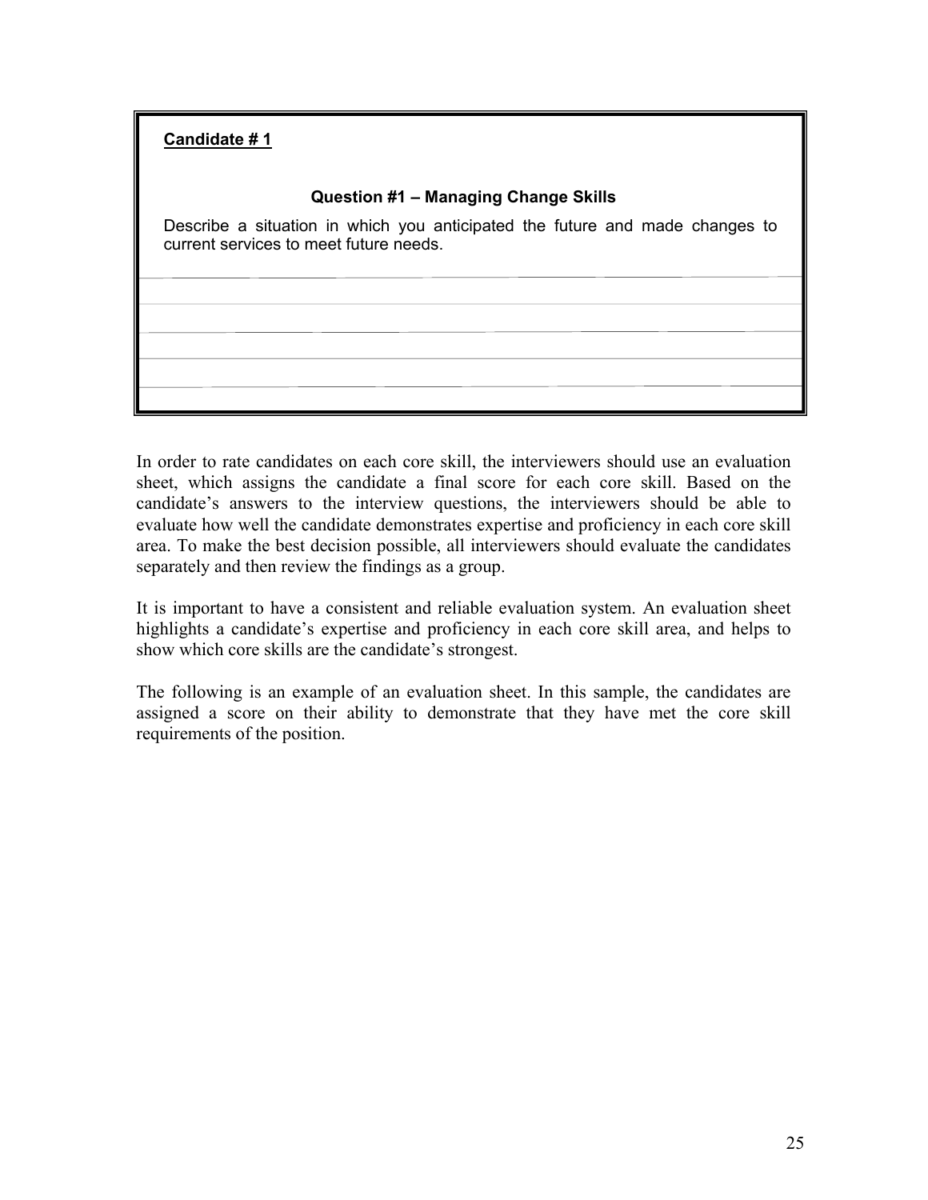**Candidate # 1**

**Question #1 – Managing Change Skills**

Describe a situation in which you anticipated the future and made changes to current services to meet future needs.

In order to rate candidates on each core skill, the interviewers should use an evaluation sheet, which assigns the candidate a final score for each core skill. Based on the candidate's answers to the interview questions, the interviewers should be able to evaluate how well the candidate demonstrates expertise and proficiency in each core skill area. To make the best decision possible, all interviewers should evaluate the candidates separately and then review the findings as a group.

It is important to have a consistent and reliable evaluation system. An evaluation sheet highlights a candidate's expertise and proficiency in each core skill area, and helps to show which core skills are the candidate's strongest.

The following is an example of an evaluation sheet. In this sample, the candidates are assigned a score on their ability to demonstrate that they have met the core skill requirements of the position.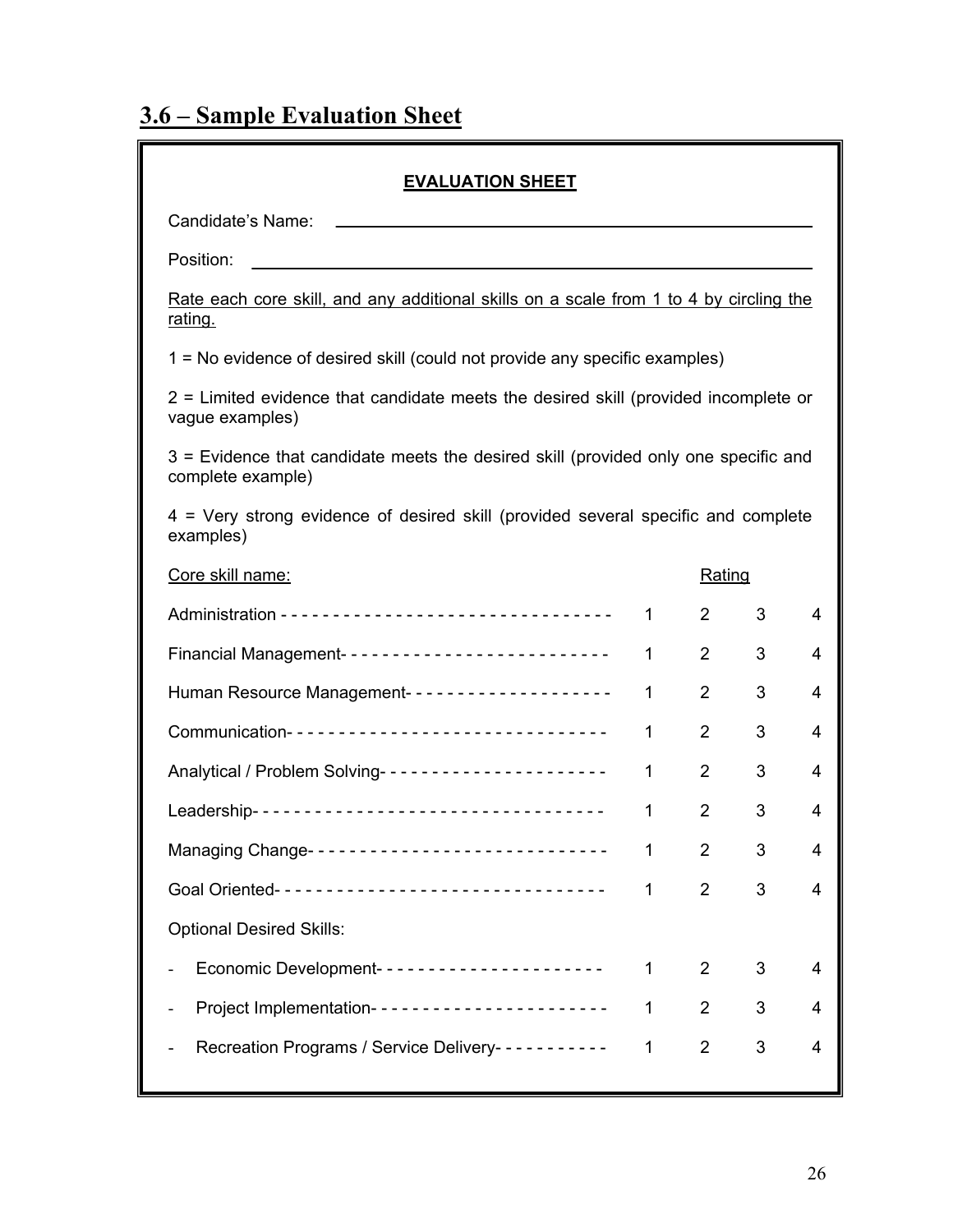## 3.6 – Sample Evaluation Sheet

**EVALUATION SHEET**

Candidate's Name: ____________________________________________

Position: ____________________________________________

Rate each core skill, and any additional skills on a scale from 1 to 4 by circling the rating.

1 = No evidence of desired skill (could not provide any specific examples)

2 = Limited evidence that candidate meets the desired skill (provided incomplete or vague examples)

3 = Evidence that candidate meets the desired skill (provided only one specific and complete example)

4 = Very strong evidence of desired skill (provided several specific and complete examples)

| Core skill name: | | Rating | | |
|---|---|---|---|---|
| Administration | 1 | 2 | 3 | 4 |
| Financial Management | 1 | 2 | 3 | 4 |
| Human Resource Management | 1 | 2 | 3 | 4 |
| Communication | 1 | 2 | 3 | 4 |
| Analytical / Problem Solving | 1 | 2 | 3 | 4 |
| Leadership | 1 | 2 | 3 | 4 |
| Managing Change | 1 | 2 | 3 | 4 |
| Goal Oriented | 1 | 2 | 3 | 4 |
| Optional Desired Skills: | | | | |
| - Economic Development | 1 | 2 | 3 | 4 |
| - Project Implementation | 1 | 2 | 3 | 4 |
| - Recreation Programs / Service Delivery | 1 | 2 | 3 | 4 |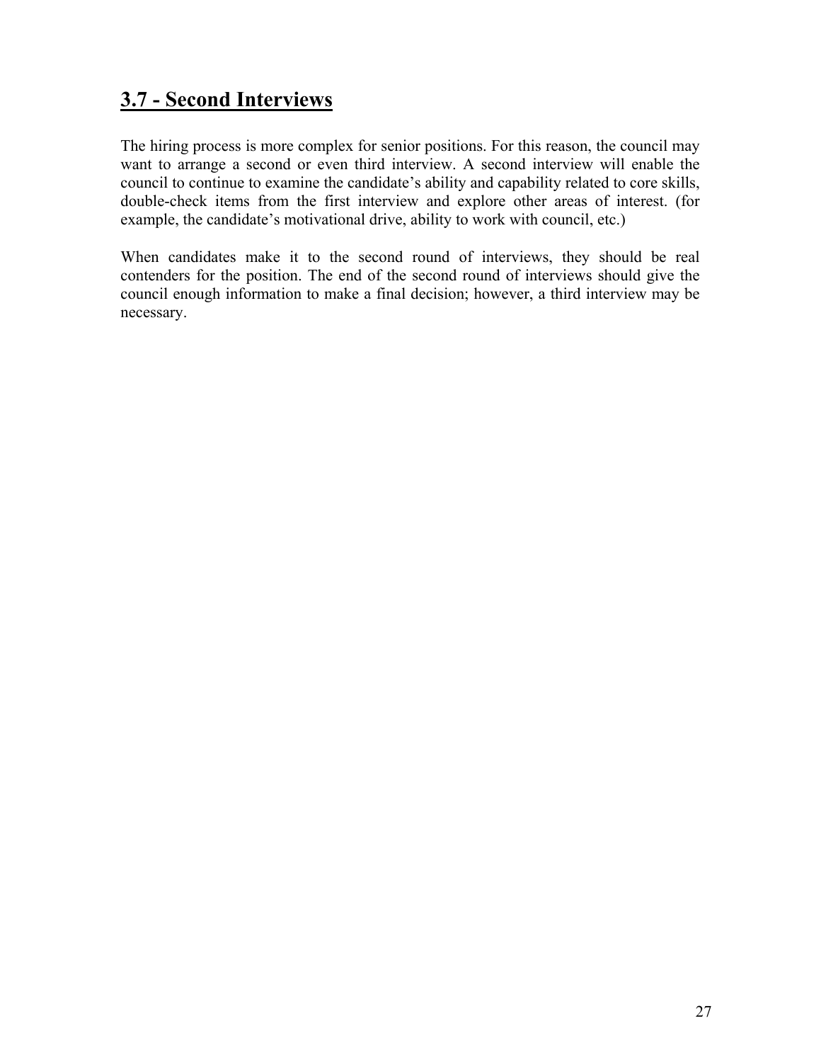## 3.7 - Second Interviews

The hiring process is more complex for senior positions. For this reason, the council may want to arrange a second or even third interview. A second interview will enable the council to continue to examine the candidate's ability and capability related to core skills, double-check items from the first interview and explore other areas of interest. (for example, the candidate's motivational drive, ability to work with council, etc.)

When candidates make it to the second round of interviews, they should be real contenders for the position. The end of the second round of interviews should give the council enough information to make a final decision; however, a third interview may be necessary.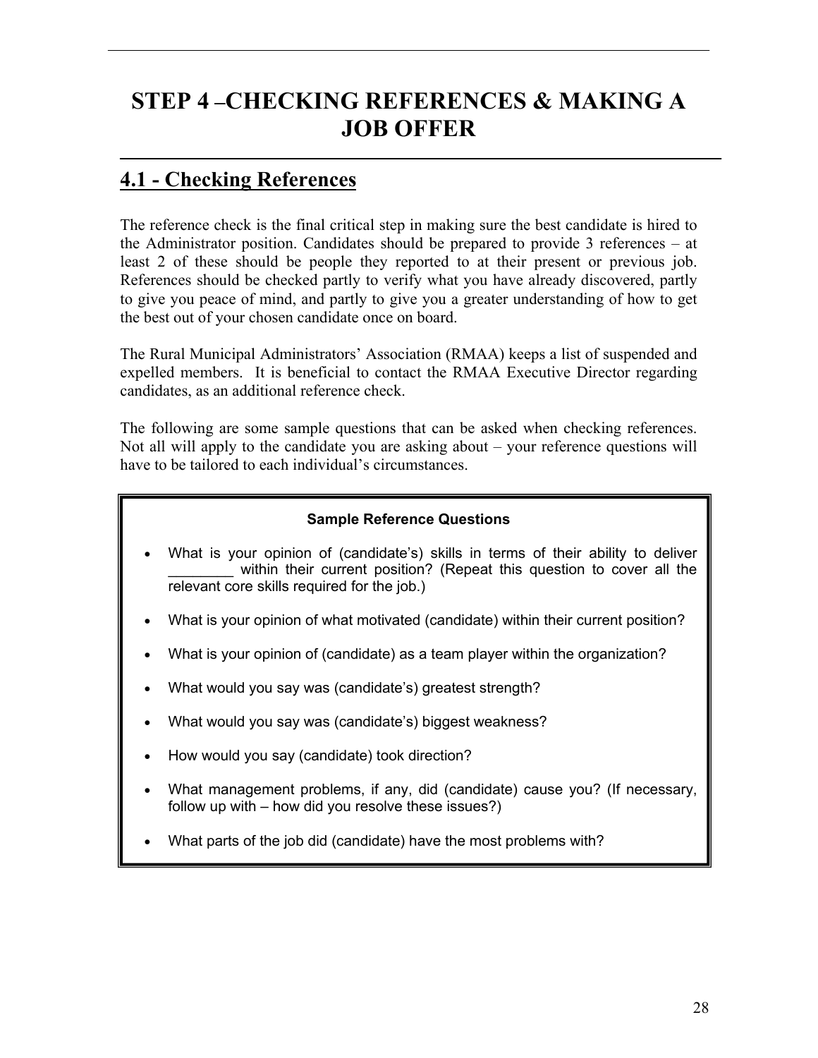# STEP 4 –CHECKING REFERENCES & MAKING A JOB OFFER

## 4.1 - Checking References

The reference check is the final critical step in making sure the best candidate is hired to the Administrator position. Candidates should be prepared to provide 3 references – at least 2 of these should be people they reported to at their present or previous job. References should be checked partly to verify what you have already discovered, partly to give you peace of mind, and partly to give you a greater understanding of how to get the best out of your chosen candidate once on board.

The Rural Municipal Administrators' Association (RMAA) keeps a list of suspended and expelled members. It is beneficial to contact the RMAA Executive Director regarding candidates, as an additional reference check.

The following are some sample questions that can be asked when checking references. Not all will apply to the candidate you are asking about – your reference questions will have to be tailored to each individual's circumstances.

**Sample Reference Questions**

- What is your opinion of (candidate's) skills in terms of their ability to deliver ________ within their current position? (Repeat this question to cover all the relevant core skills required for the job.)
- What is your opinion of what motivated (candidate) within their current position?
- What is your opinion of (candidate) as a team player within the organization?
- What would you say was (candidate's) greatest strength?
- What would you say was (candidate's) biggest weakness?
- How would you say (candidate) took direction?
- What management problems, if any, did (candidate) cause you? (If necessary, follow up with – how did you resolve these issues?)
- What parts of the job did (candidate) have the most problems with?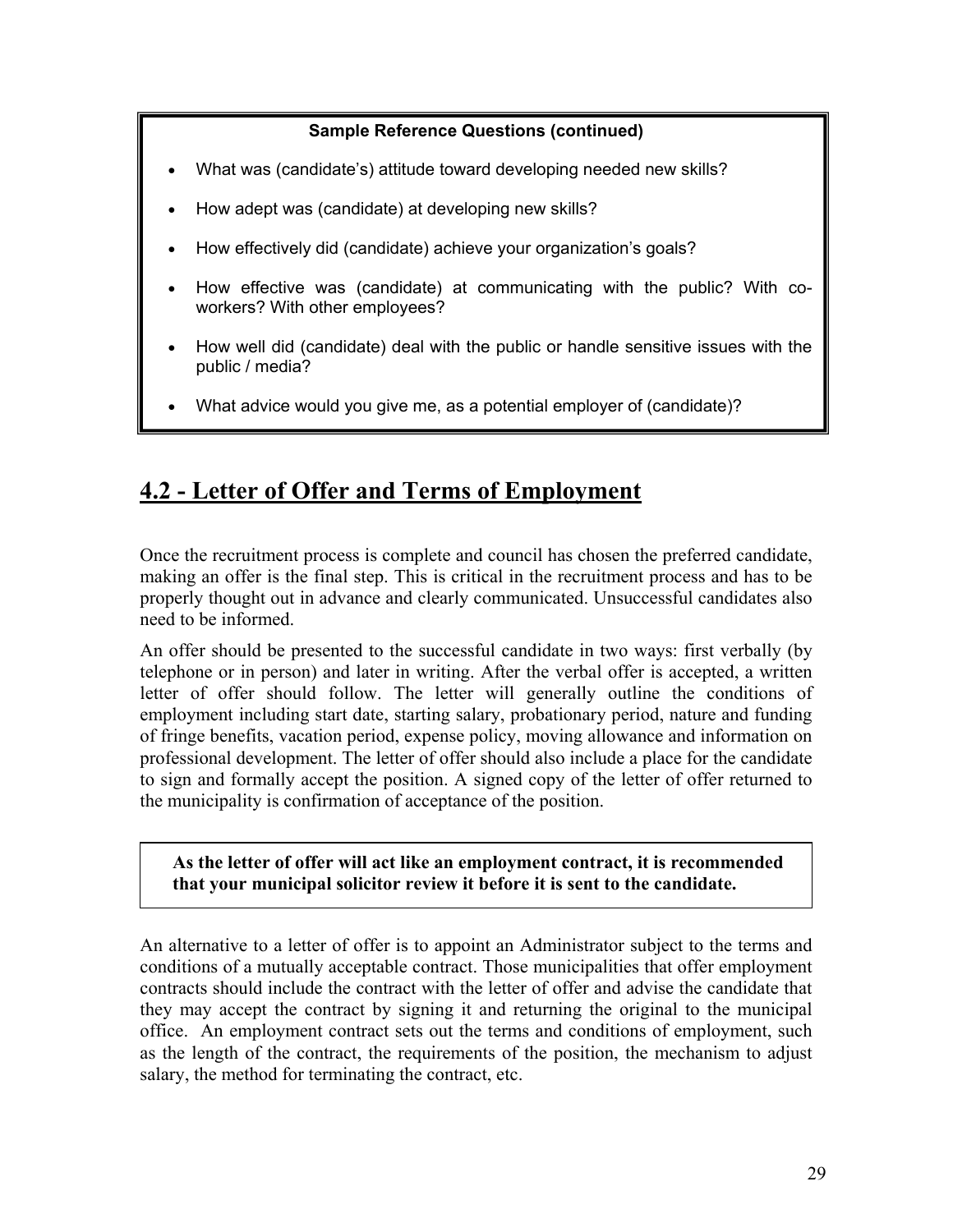**Sample Reference Questions (continued)**

- What was (candidate's) attitude toward developing needed new skills?
- How adept was (candidate) at developing new skills?
- How effectively did (candidate) achieve your organization's goals?
- How effective was (candidate) at communicating with the public? With co-workers? With other employees?
- How well did (candidate) deal with the public or handle sensitive issues with the public / media?
- What advice would you give me, as a potential employer of (candidate)?

## 4.2 - Letter of Offer and Terms of Employment

Once the recruitment process is complete and council has chosen the preferred candidate, making an offer is the final step. This is critical in the recruitment process and has to be properly thought out in advance and clearly communicated. Unsuccessful candidates also need to be informed.

An offer should be presented to the successful candidate in two ways: first verbally (by telephone or in person) and later in writing. After the verbal offer is accepted, a written letter of offer should follow. The letter will generally outline the conditions of employment including start date, starting salary, probationary period, nature and funding of fringe benefits, vacation period, expense policy, moving allowance and information on professional development. The letter of offer should also include a place for the candidate to sign and formally accept the position. A signed copy of the letter of offer returned to the municipality is confirmation of acceptance of the position.

**As the letter of offer will act like an employment contract, it is recommended that your municipal solicitor review it before it is sent to the candidate.**

An alternative to a letter of offer is to appoint an Administrator subject to the terms and conditions of a mutually acceptable contract. Those municipalities that offer employment contracts should include the contract with the letter of offer and advise the candidate that they may accept the contract by signing it and returning the original to the municipal office. An employment contract sets out the terms and conditions of employment, such as the length of the contract, the requirements of the position, the mechanism to adjust salary, the method for terminating the contract, etc.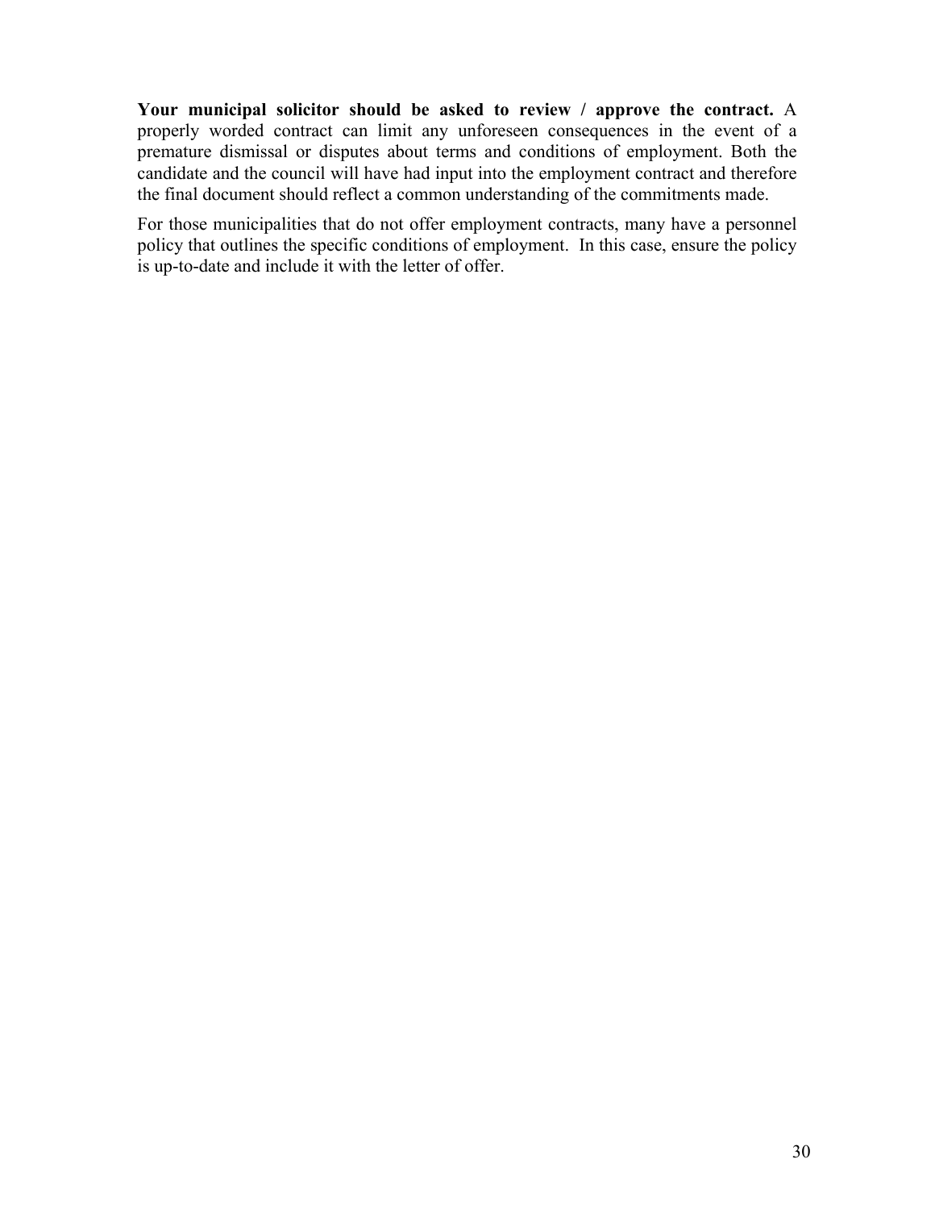**Your municipal solicitor should be asked to review / approve the contract.** A properly worded contract can limit any unforeseen consequences in the event of a premature dismissal or disputes about terms and conditions of employment. Both the candidate and the council will have had input into the employment contract and therefore the final document should reflect a common understanding of the commitments made.

For those municipalities that do not offer employment contracts, many have a personnel policy that outlines the specific conditions of employment. In this case, ensure the policy is up-to-date and include it with the letter of offer.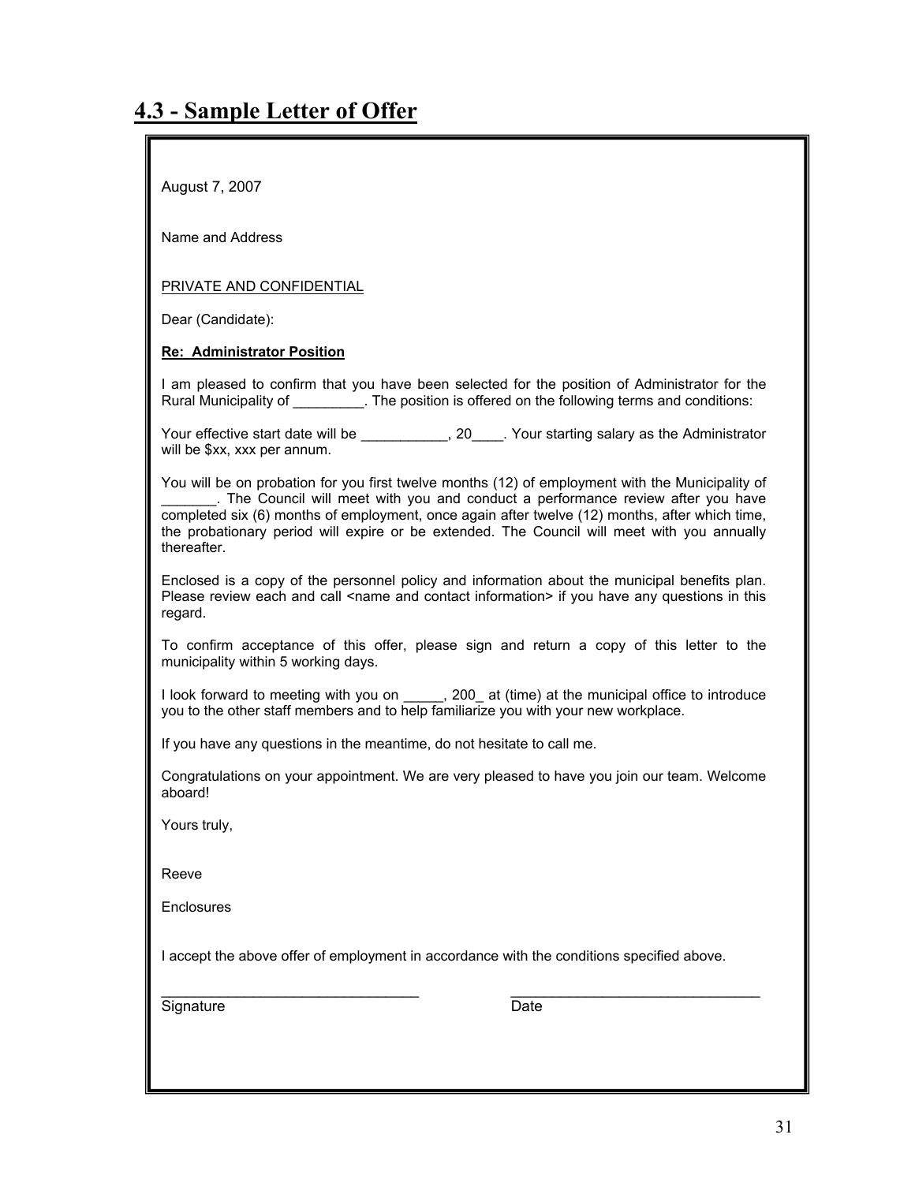## 4.3 - Sample Letter of Offer

August 7, 2007

Name and Address

PRIVATE AND CONFIDENTIAL

Dear (Candidate):

**Re: Administrator Position**

I am pleased to confirm that you have been selected for the position of Administrator for the Rural Municipality of _________. The position is offered on the following terms and conditions:

Your effective start date will be ___________, 20____. Your starting salary as the Administrator will be $xx, xxx per annum.

You will be on probation for you first twelve months (12) of employment with the Municipality of _______. The Council will meet with you and conduct a performance review after you have completed six (6) months of employment, once again after twelve (12) months, after which time, the probationary period will expire or be extended. The Council will meet with you annually thereafter.

Enclosed is a copy of the personnel policy and information about the municipal benefits plan. Please review each and call <name and contact information> if you have any questions in this regard.

To confirm acceptance of this offer, please sign and return a copy of this letter to the municipality within 5 working days.

I look forward to meeting with you on _____, 200_ at (time) at the municipal office to introduce you to the other staff members and to help familiarize you with your new workplace.

If you have any questions in the meantime, do not hesitate to call me.

Congratulations on your appointment. We are very pleased to have you join our team. Welcome aboard!

Yours truly,

Reeve

Enclosures

I accept the above offer of employment in accordance with the conditions specified above.

________________________________ ________________________________
Signature Date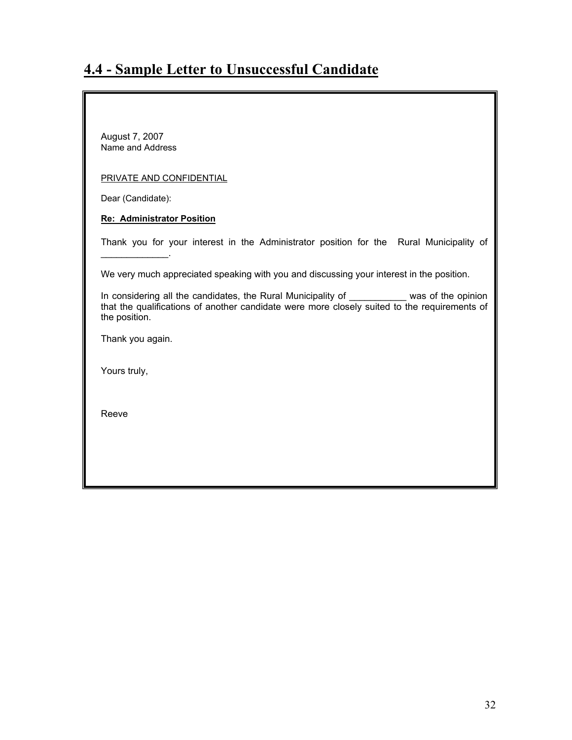## 4.4 - Sample Letter to Unsuccessful Candidate

August 7, 2007
Name and Address

PRIVATE AND CONFIDENTIAL

Dear (Candidate):

**Re: Administrator Position**

Thank you for your interest in the Administrator position for the Rural Municipality of _____________.

We very much appreciated speaking with you and discussing your interest in the position.

In considering all the candidates, the Rural Municipality of ___________ was of the opinion that the qualifications of another candidate were more closely suited to the requirements of the position.

Thank you again.

Yours truly,

Reeve